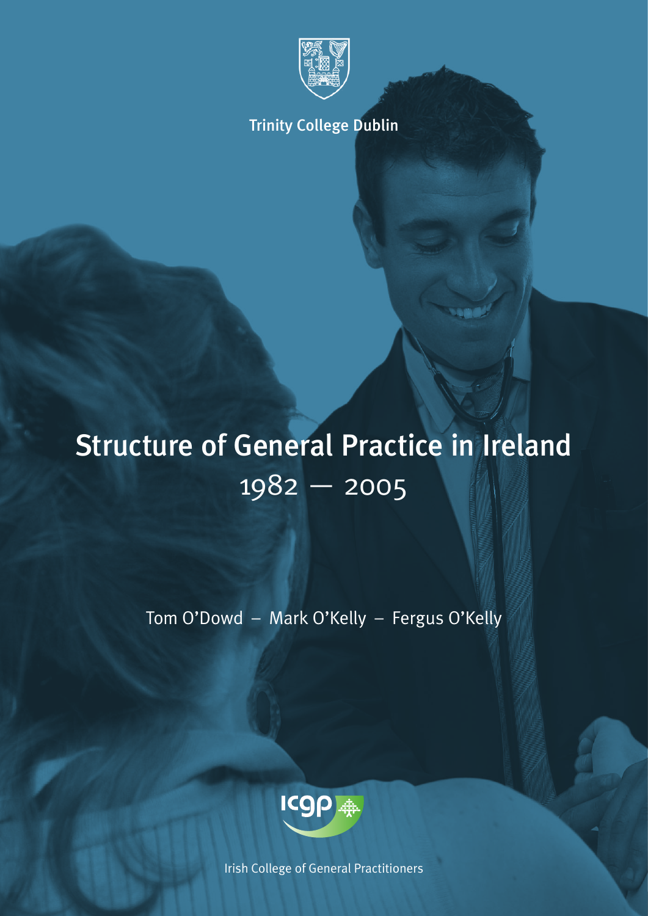Trinity College Dublin

# Structure of General Practice in Ireland

## 1982 — 2005

Tom O'Dowd – Mark O'Kelly – Fergus O'Kelly

Irish College of General Practitioners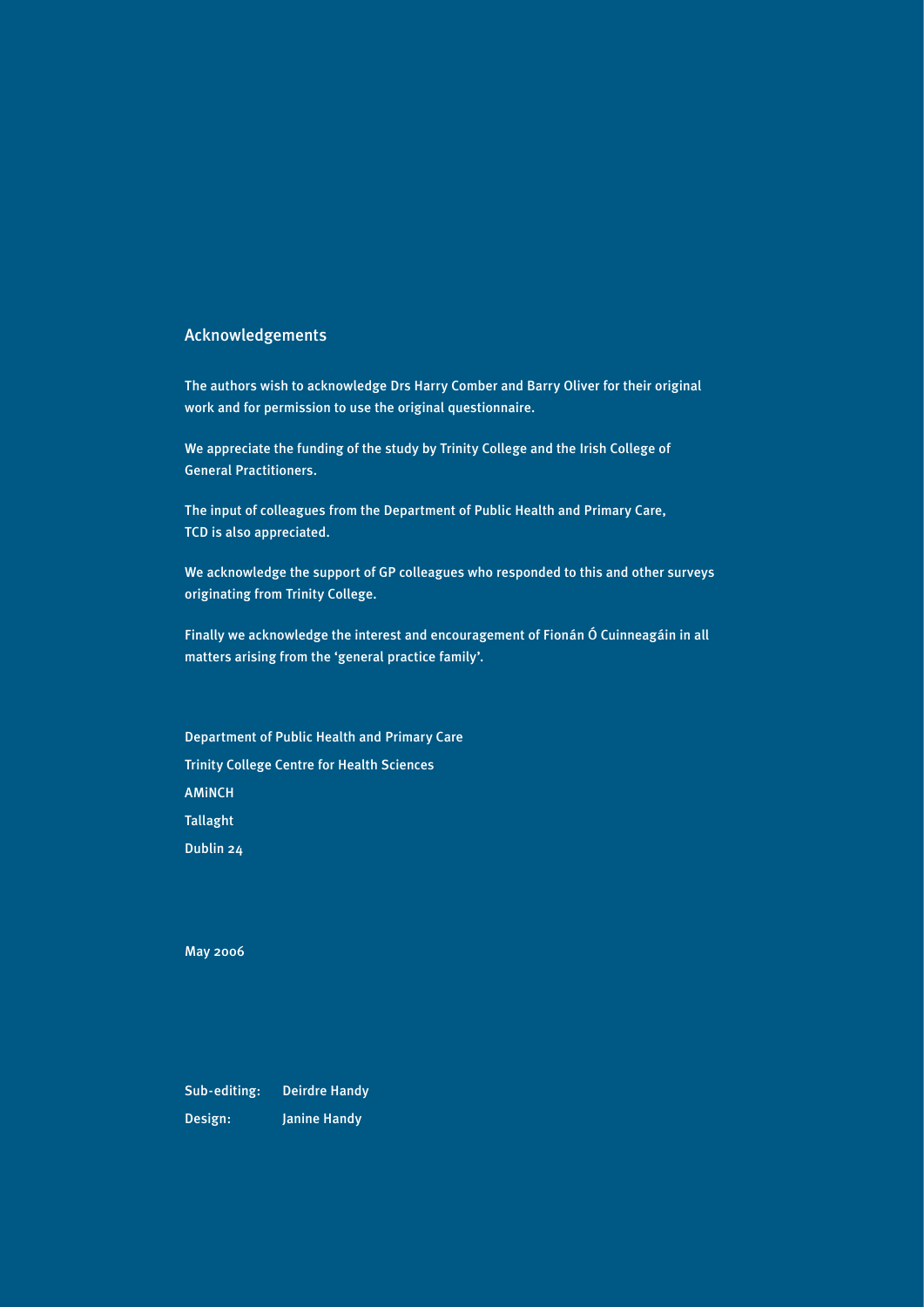## Acknowledgements

The authors wish to acknowledge Drs Harry Comber and Barry Oliver for their original work and for permission to use the original questionnaire.

We appreciate the funding of the study by Trinity College and the Irish College of General Practitioners.

The input of colleagues from the Department of Public Health and Primary Care, TCD is also appreciated.

We acknowledge the support of GP colleagues who responded to this and other surveys originating from Trinity College.

Finally we acknowledge the interest and encouragement of Fionán Ó Cuinneagáin in all matters arising from the 'general practice family'.

Department of Public Health and Primary Care
Trinity College Centre for Health Sciences
AMiNCH
Tallaght
Dublin 24

May 2006

Sub-editing: Deirdre Handy
Design: Janine Handy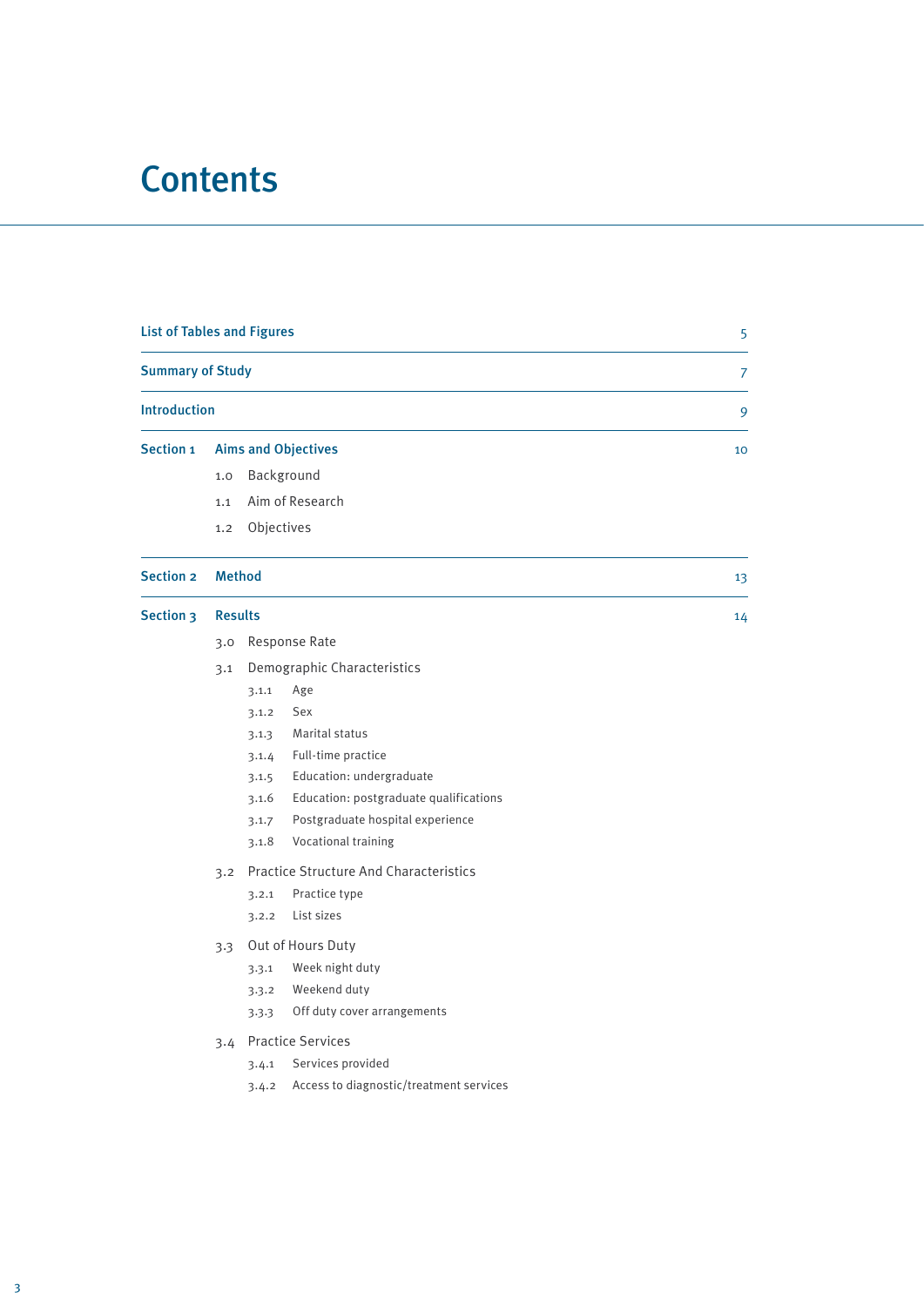# Contents

| | | |
|---|---|---|
| **List of Tables and Figures** | | 5 |
| **Summary of Study** | | 7 |
| **Introduction** | | 9 |
| **Section 1** | **Aims and Objectives** | 10 |

- 1.0 Background
- 1.1 Aim of Research
- 1.2 Objectives

| | | |
|---|---|---|
| **Section 2** | **Method** | 13 |
| **Section 3** | **Results** | 14 |

- 3.0 Response Rate
- 3.1 Demographic Characteristics
  - 3.1.1 Age
  - 3.1.2 Sex
  - 3.1.3 Marital status
  - 3.1.4 Full-time practice
  - 3.1.5 Education: undergraduate
  - 3.1.6 Education: postgraduate qualifications
  - 3.1.7 Postgraduate hospital experience
  - 3.1.8 Vocational training
- 3.2 Practice Structure And Characteristics
  - 3.2.1 Practice type
  - 3.2.2 List sizes
- 3.3 Out of Hours Duty
  - 3.3.1 Week night duty
  - 3.3.2 Weekend duty
  - 3.3.3 Off duty cover arrangements
- 3.4 Practice Services
  - 3.4.1 Services provided
  - 3.4.2 Access to diagnostic/treatment services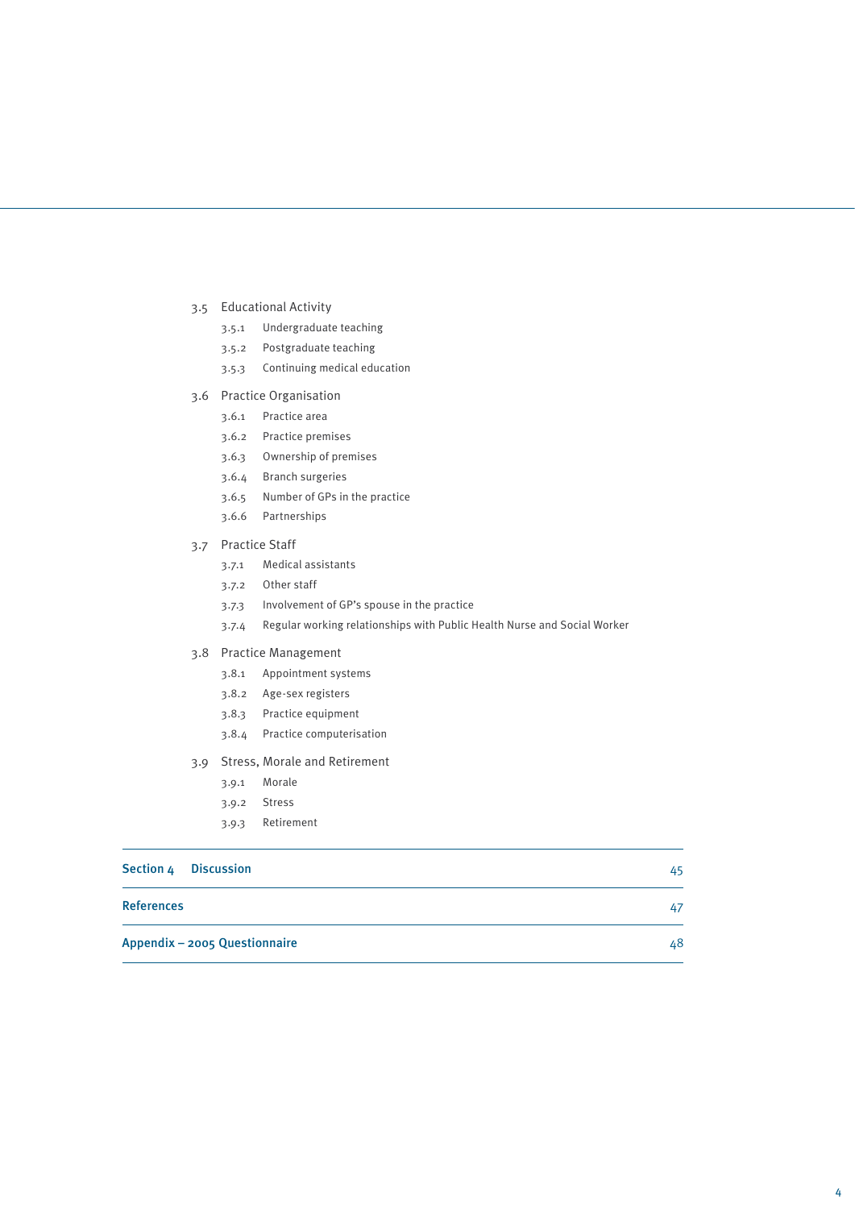- 3.5 Educational Activity
  - 3.5.1 Undergraduate teaching
  - 3.5.2 Postgraduate teaching
  - 3.5.3 Continuing medical education
- 3.6 Practice Organisation
  - 3.6.1 Practice area
  - 3.6.2 Practice premises
  - 3.6.3 Ownership of premises
  - 3.6.4 Branch surgeries
  - 3.6.5 Number of GPs in the practice
  - 3.6.6 Partnerships
- 3.7 Practice Staff
  - 3.7.1 Medical assistants
  - 3.7.2 Other staff
  - 3.7.3 Involvement of GP's spouse in the practice
  - 3.7.4 Regular working relationships with Public Health Nurse and Social Worker
- 3.8 Practice Management
  - 3.8.1 Appointment systems
  - 3.8.2 Age-sex registers
  - 3.8.3 Practice equipment
  - 3.8.4 Practice computerisation
- 3.9 Stress, Morale and Retirement
  - 3.9.1 Morale
  - 3.9.2 Stress
  - 3.9.3 Retirement

| | |
|---|---|
| **Section 4 Discussion** | 45 |
| **References** | 47 |
| **Appendix – 2005 Questionnaire** | 48 |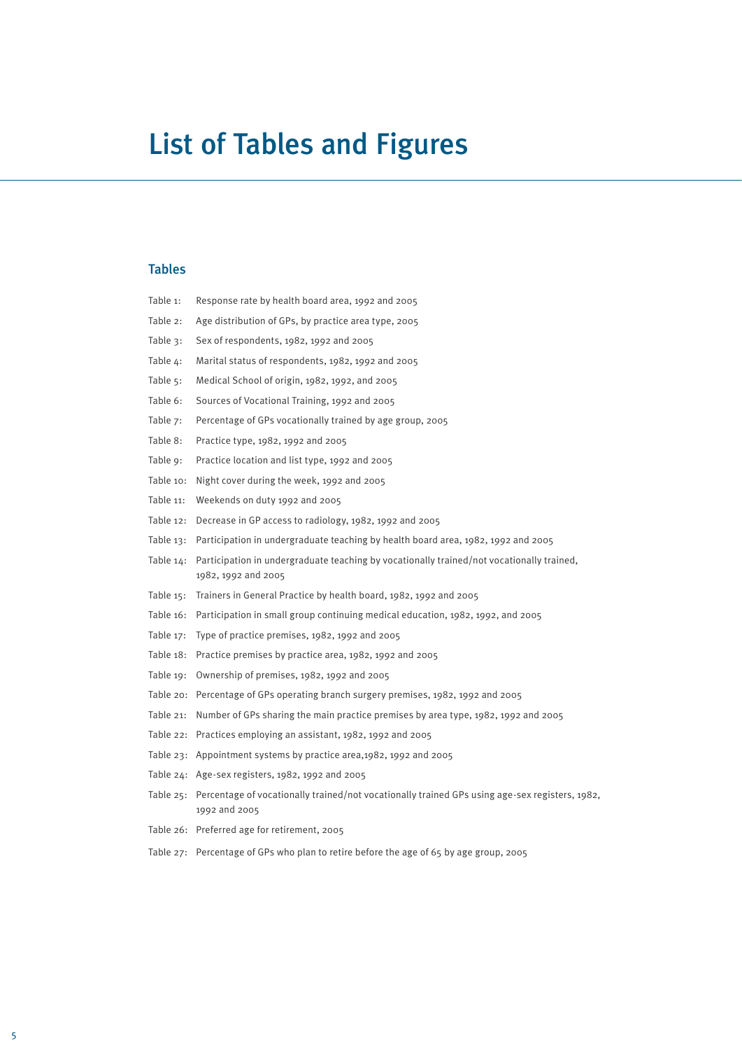# List of Tables and Figures

## Tables

Table 1: Response rate by health board area, 1992 and 2005

Table 2: Age distribution of GPs, by practice area type, 2005

Table 3: Sex of respondents, 1982, 1992 and 2005

Table 4: Marital status of respondents, 1982, 1992 and 2005

Table 5: Medical School of origin, 1982, 1992, and 2005

Table 6: Sources of Vocational Training, 1992 and 2005

Table 7: Percentage of GPs vocationally trained by age group, 2005

Table 8: Practice type, 1982, 1992 and 2005

Table 9: Practice location and list type, 1992 and 2005

Table 10: Night cover during the week, 1992 and 2005

Table 11: Weekends on duty 1992 and 2005

Table 12: Decrease in GP access to radiology, 1982, 1992 and 2005

Table 13: Participation in undergraduate teaching by health board area, 1982, 1992 and 2005

Table 14: Participation in undergraduate teaching by vocationally trained/not vocationally trained, 1982, 1992 and 2005

Table 15: Trainers in General Practice by health board, 1982, 1992 and 2005

Table 16: Participation in small group continuing medical education, 1982, 1992, and 2005

Table 17: Type of practice premises, 1982, 1992 and 2005

Table 18: Practice premises by practice area, 1982, 1992 and 2005

Table 19: Ownership of premises, 1982, 1992 and 2005

Table 20: Percentage of GPs operating branch surgery premises, 1982, 1992 and 2005

Table 21: Number of GPs sharing the main practice premises by area type, 1982, 1992 and 2005

Table 22: Practices employing an assistant, 1982, 1992 and 2005

Table 23: Appointment systems by practice area,1982, 1992 and 2005

Table 24: Age-sex registers, 1982, 1992 and 2005

Table 25: Percentage of vocationally trained/not vocationally trained GPs using age-sex registers, 1982, 1992 and 2005

Table 26: Preferred age for retirement, 2005

Table 27: Percentage of GPs who plan to retire before the age of 65 by age group, 2005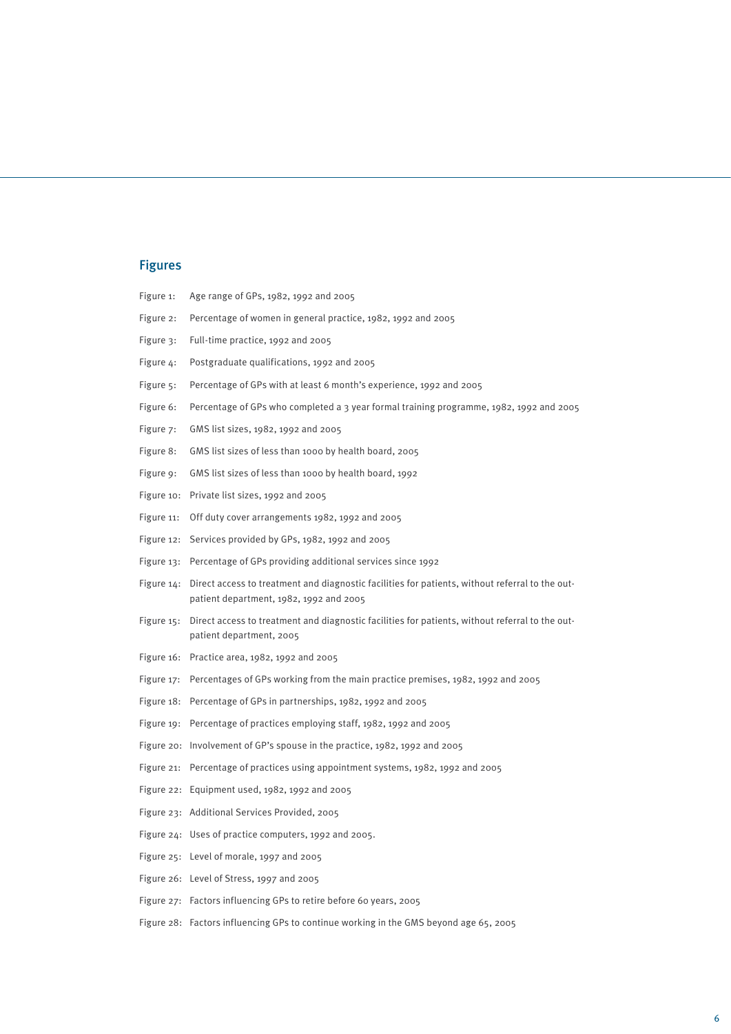## Figures

Figure 1: Age range of GPs, 1982, 1992 and 2005

Figure 2: Percentage of women in general practice, 1982, 1992 and 2005

Figure 3: Full-time practice, 1992 and 2005

Figure 4: Postgraduate qualifications, 1992 and 2005

Figure 5: Percentage of GPs with at least 6 month's experience, 1992 and 2005

Figure 6: Percentage of GPs who completed a 3 year formal training programme, 1982, 1992 and 2005

Figure 7: GMS list sizes, 1982, 1992 and 2005

Figure 8: GMS list sizes of less than 1000 by health board, 2005

Figure 9: GMS list sizes of less than 1000 by health board, 1992

Figure 10: Private list sizes, 1992 and 2005

Figure 11: Off duty cover arrangements 1982, 1992 and 2005

Figure 12: Services provided by GPs, 1982, 1992 and 2005

Figure 13: Percentage of GPs providing additional services since 1992

Figure 14: Direct access to treatment and diagnostic facilities for patients, without referral to the out-patient department, 1982, 1992 and 2005

Figure 15: Direct access to treatment and diagnostic facilities for patients, without referral to the out-patient department, 2005

Figure 16: Practice area, 1982, 1992 and 2005

Figure 17: Percentages of GPs working from the main practice premises, 1982, 1992 and 2005

Figure 18: Percentage of GPs in partnerships, 1982, 1992 and 2005

Figure 19: Percentage of practices employing staff, 1982, 1992 and 2005

Figure 20: Involvement of GP's spouse in the practice, 1982, 1992 and 2005

Figure 21: Percentage of practices using appointment systems, 1982, 1992 and 2005

Figure 22: Equipment used, 1982, 1992 and 2005

Figure 23: Additional Services Provided, 2005

Figure 24: Uses of practice computers, 1992 and 2005.

Figure 25: Level of morale, 1997 and 2005

Figure 26: Level of Stress, 1997 and 2005

Figure 27: Factors influencing GPs to retire before 60 years, 2005

Figure 28: Factors influencing GPs to continue working in the GMS beyond age 65, 2005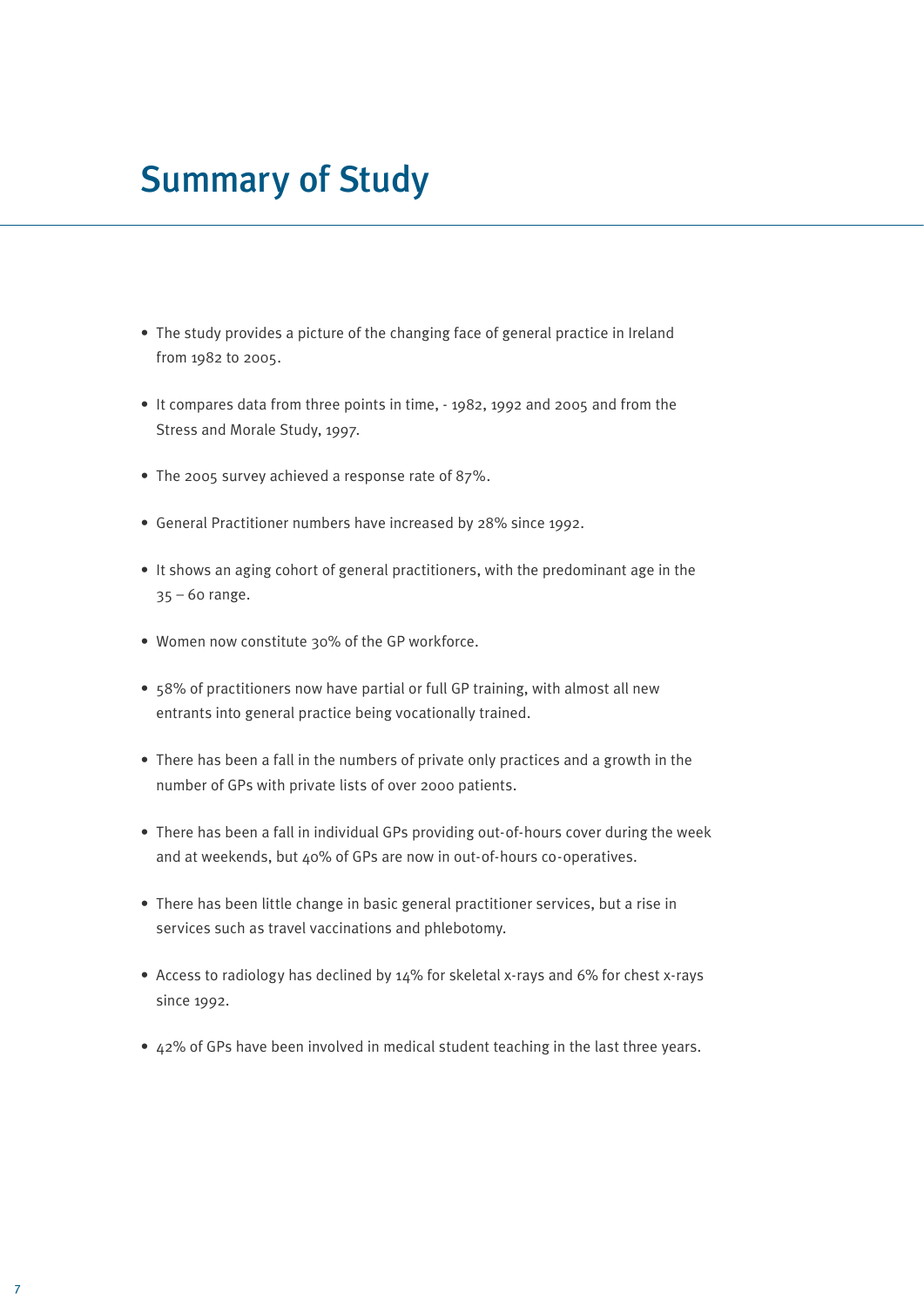# Summary of Study

- The study provides a picture of the changing face of general practice in Ireland from 1982 to 2005.
- It compares data from three points in time, - 1982, 1992 and 2005 and from the Stress and Morale Study, 1997.
- The 2005 survey achieved a response rate of 87%.
- General Practitioner numbers have increased by 28% since 1992.
- It shows an aging cohort of general practitioners, with the predominant age in the 35 – 60 range.
- Women now constitute 30% of the GP workforce.
- 58% of practitioners now have partial or full GP training, with almost all new entrants into general practice being vocationally trained.
- There has been a fall in the numbers of private only practices and a growth in the number of GPs with private lists of over 2000 patients.
- There has been a fall in individual GPs providing out-of-hours cover during the week and at weekends, but 40% of GPs are now in out-of-hours co-operatives.
- There has been little change in basic general practitioner services, but a rise in services such as travel vaccinations and phlebotomy.
- Access to radiology has declined by 14% for skeletal x-rays and 6% for chest x-rays since 1992.
- 42% of GPs have been involved in medical student teaching in the last three years.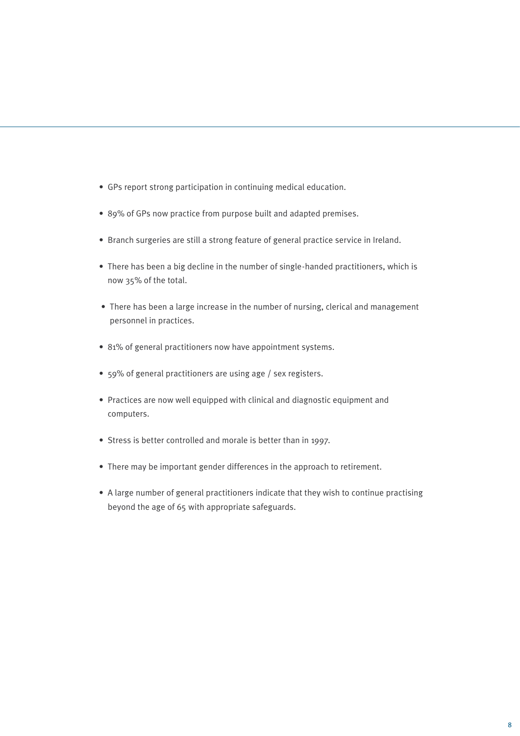- GPs report strong participation in continuing medical education.
- 89% of GPs now practice from purpose built and adapted premises.
- Branch surgeries are still a strong feature of general practice service in Ireland.
- There has been a big decline in the number of single-handed practitioners, which is now 35% of the total.
- There has been a large increase in the number of nursing, clerical and management personnel in practices.
- 81% of general practitioners now have appointment systems.
- 59% of general practitioners are using age / sex registers.
- Practices are now well equipped with clinical and diagnostic equipment and computers.
- Stress is better controlled and morale is better than in 1997.
- There may be important gender differences in the approach to retirement.
- A large number of general practitioners indicate that they wish to continue practising beyond the age of 65 with appropriate safeguards.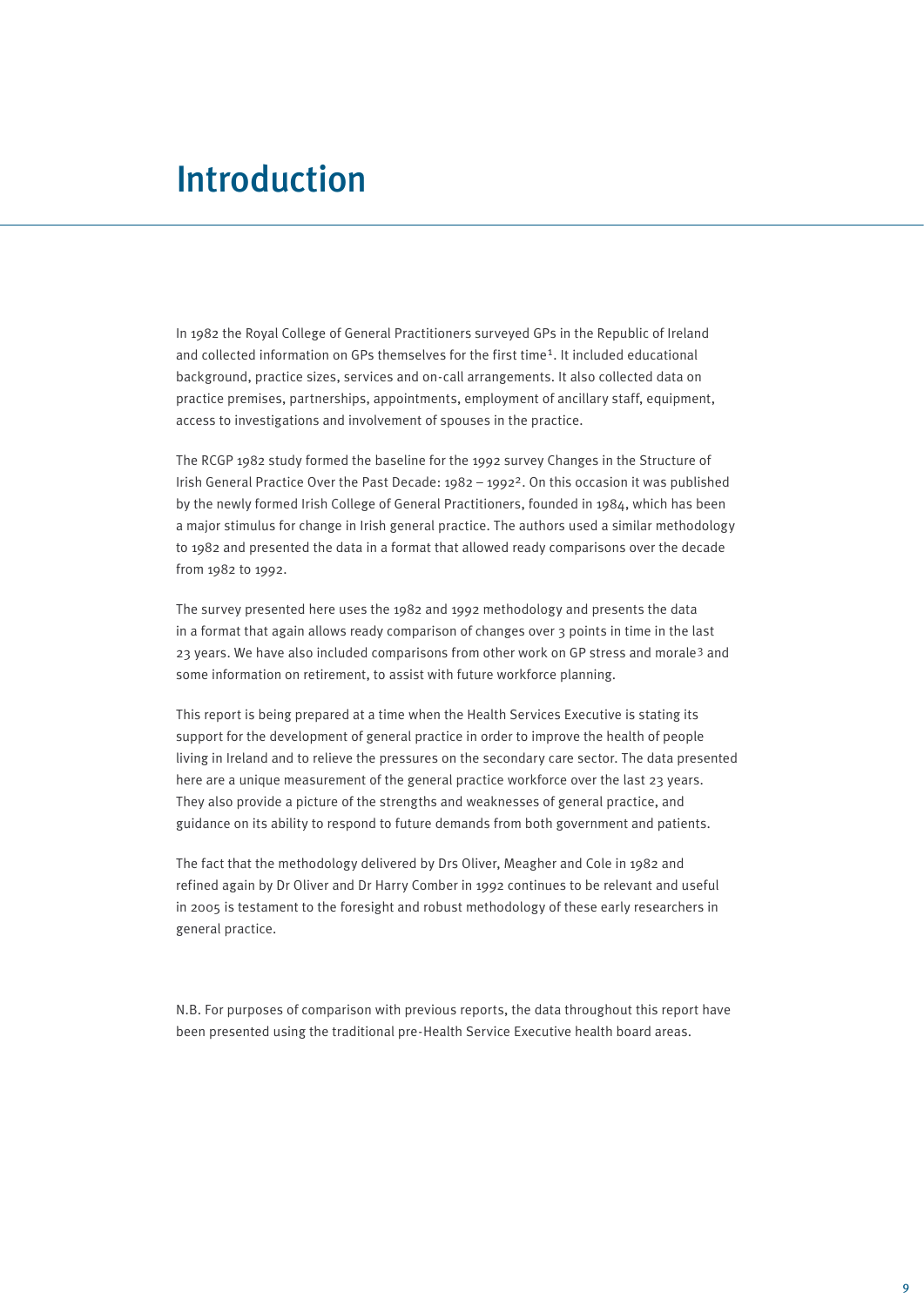# Introduction

In 1982 the Royal College of General Practitioners surveyed GPs in the Republic of Ireland and collected information on GPs themselves for the first time[1]. It included educational background, practice sizes, services and on-call arrangements. It also collected data on practice premises, partnerships, appointments, employment of ancillary staff, equipment, access to investigations and involvement of spouses in the practice.

The RCGP 1982 study formed the baseline for the 1992 survey Changes in the Structure of Irish General Practice Over the Past Decade: 1982 – 1992[2]. On this occasion it was published by the newly formed Irish College of General Practitioners, founded in 1984, which has been a major stimulus for change in Irish general practice. The authors used a similar methodology to 1982 and presented the data in a format that allowed ready comparisons over the decade from 1982 to 1992.

The survey presented here uses the 1982 and 1992 methodology and presents the data in a format that again allows ready comparison of changes over 3 points in time in the last 23 years. We have also included comparisons from other work on GP stress and morale[3] and some information on retirement, to assist with future workforce planning.

This report is being prepared at a time when the Health Services Executive is stating its support for the development of general practice in order to improve the health of people living in Ireland and to relieve the pressures on the secondary care sector. The data presented here are a unique measurement of the general practice workforce over the last 23 years. They also provide a picture of the strengths and weaknesses of general practice, and guidance on its ability to respond to future demands from both government and patients.

The fact that the methodology delivered by Drs Oliver, Meagher and Cole in 1982 and refined again by Dr Oliver and Dr Harry Comber in 1992 continues to be relevant and useful in 2005 is testament to the foresight and robust methodology of these early researchers in general practice.

N.B. For purposes of comparison with previous reports, the data throughout this report have been presented using the traditional pre-Health Service Executive health board areas.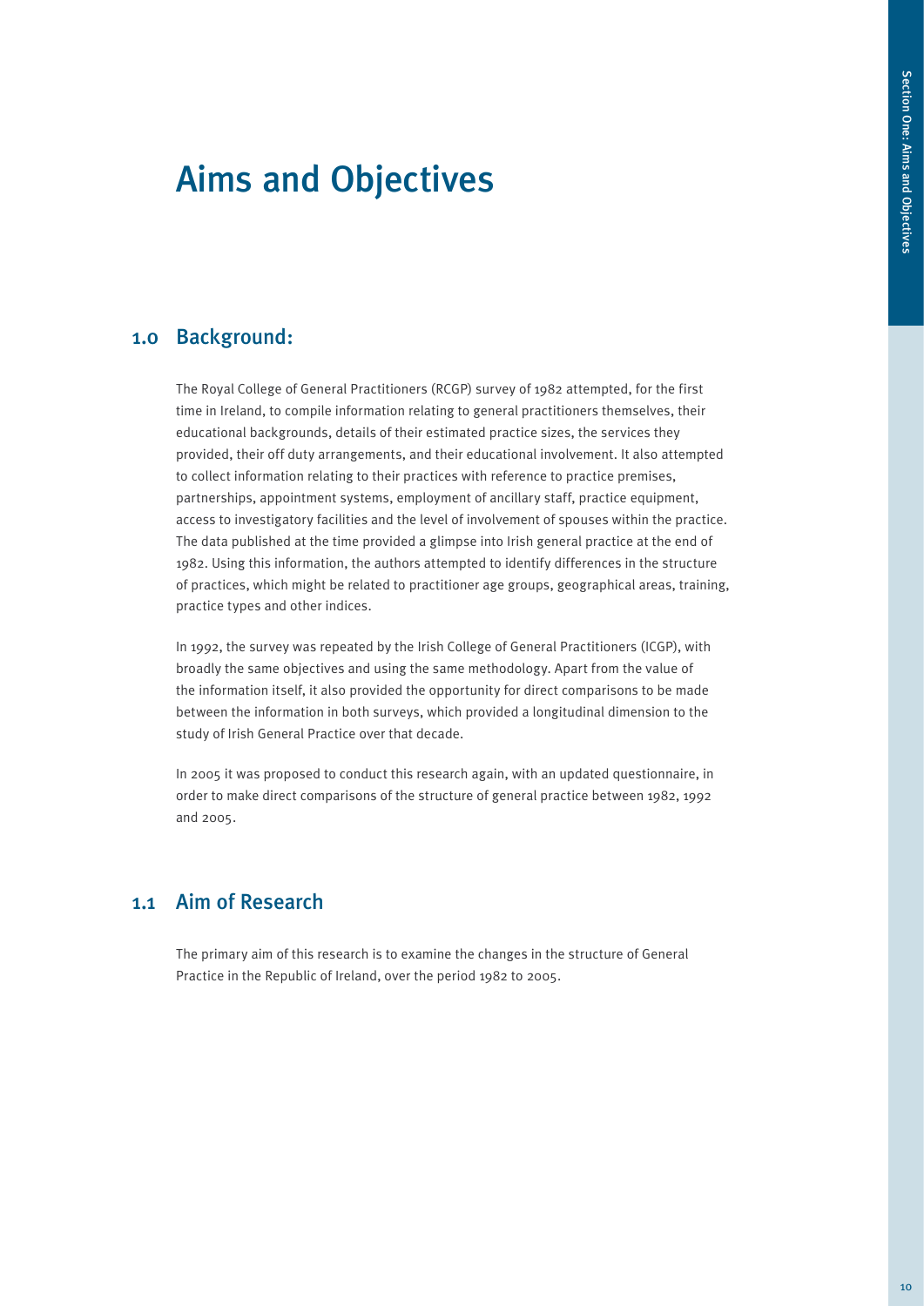# Aims and Objectives

## 1.0 Background:

The Royal College of General Practitioners (RCGP) survey of 1982 attempted, for the first time in Ireland, to compile information relating to general practitioners themselves, their educational backgrounds, details of their estimated practice sizes, the services they provided, their off duty arrangements, and their educational involvement. It also attempted to collect information relating to their practices with reference to practice premises, partnerships, appointment systems, employment of ancillary staff, practice equipment, access to investigatory facilities and the level of involvement of spouses within the practice. The data published at the time provided a glimpse into Irish general practice at the end of 1982. Using this information, the authors attempted to identify differences in the structure of practices, which might be related to practitioner age groups, geographical areas, training, practice types and other indices.

In 1992, the survey was repeated by the Irish College of General Practitioners (ICGP), with broadly the same objectives and using the same methodology. Apart from the value of the information itself, it also provided the opportunity for direct comparisons to be made between the information in both surveys, which provided a longitudinal dimension to the study of Irish General Practice over that decade.

In 2005 it was proposed to conduct this research again, with an updated questionnaire, in order to make direct comparisons of the structure of general practice between 1982, 1992 and 2005.

## 1.1 Aim of Research

The primary aim of this research is to examine the changes in the structure of General Practice in the Republic of Ireland, over the period 1982 to 2005.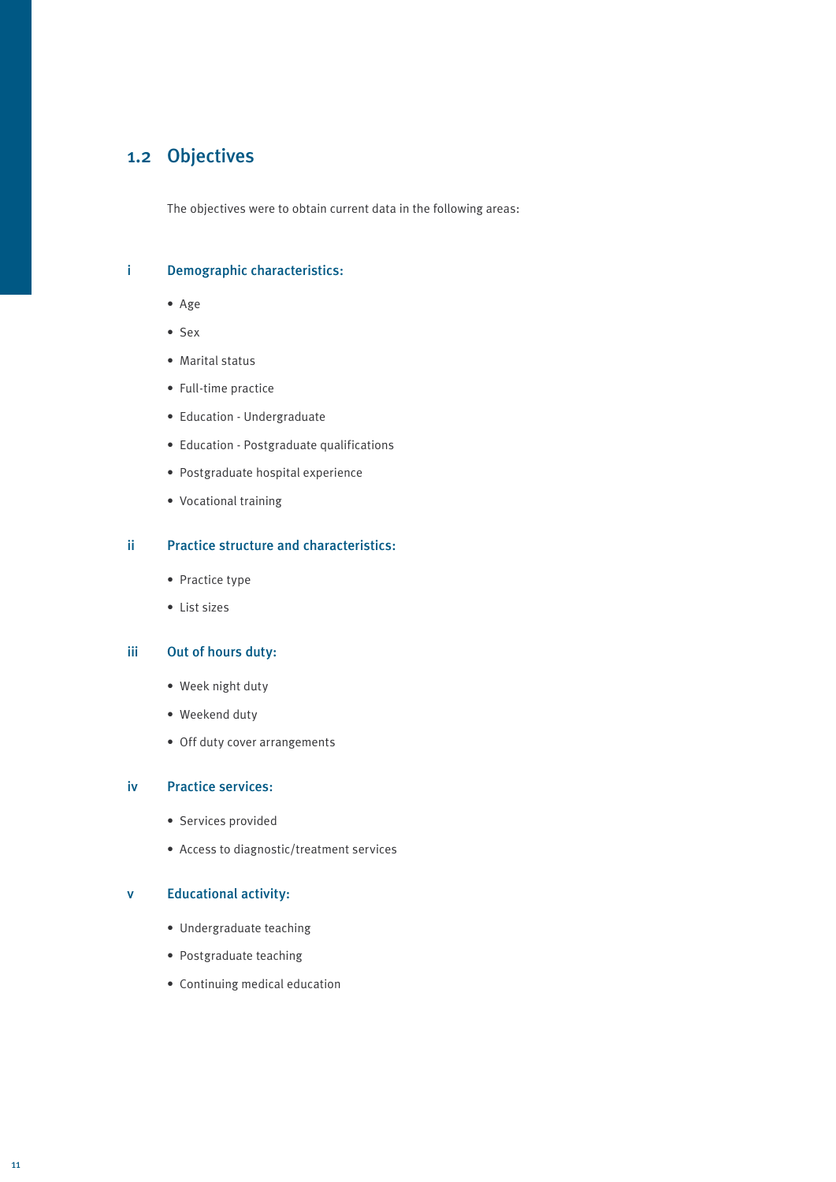## 1.2 Objectives

The objectives were to obtain current data in the following areas:

### i Demographic characteristics:

- Age
- Sex
- Marital status
- Full-time practice
- Education - Undergraduate
- Education - Postgraduate qualifications
- Postgraduate hospital experience
- Vocational training

### ii Practice structure and characteristics:

- Practice type
- List sizes

### iii Out of hours duty:

- Week night duty
- Weekend duty
- Off duty cover arrangements

### iv Practice services:

- Services provided
- Access to diagnostic/treatment services

### v Educational activity:

- Undergraduate teaching
- Postgraduate teaching
- Continuing medical education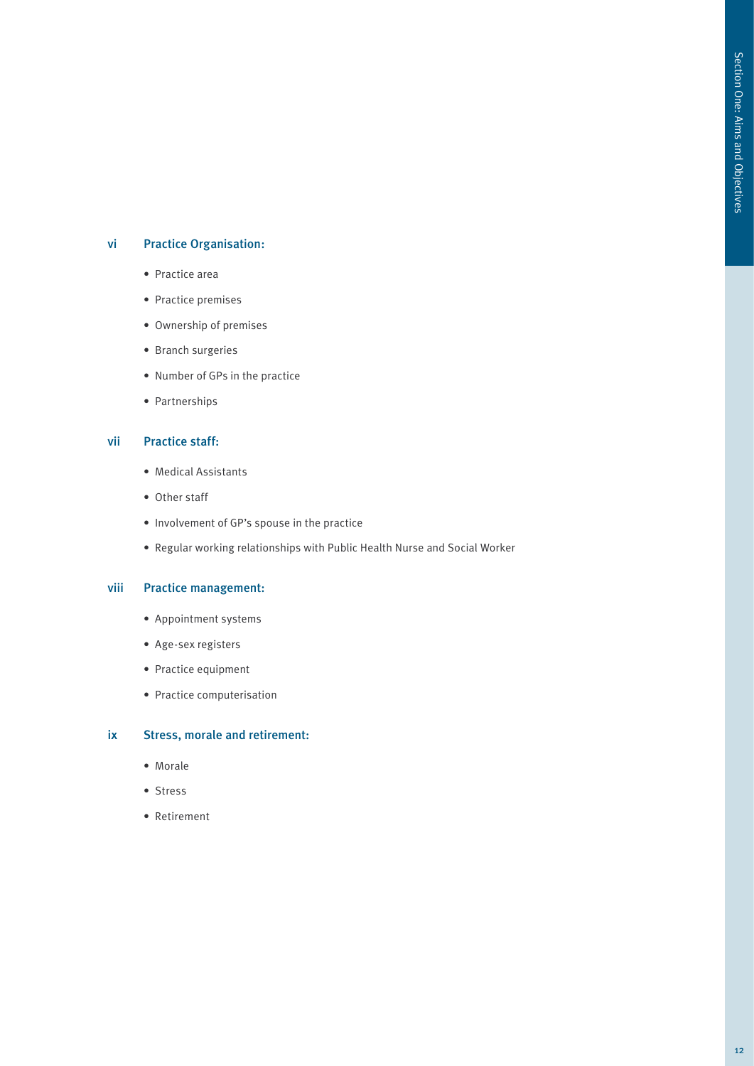### vi Practice Organisation:

- Practice area
- Practice premises
- Ownership of premises
- Branch surgeries
- Number of GPs in the practice
- Partnerships

### vii Practice staff:

- Medical Assistants
- Other staff
- Involvement of GP's spouse in the practice
- Regular working relationships with Public Health Nurse and Social Worker

### viii Practice management:

- Appointment systems
- Age-sex registers
- Practice equipment
- Practice computerisation

### ix Stress, morale and retirement:

- Morale
- Stress
- Retirement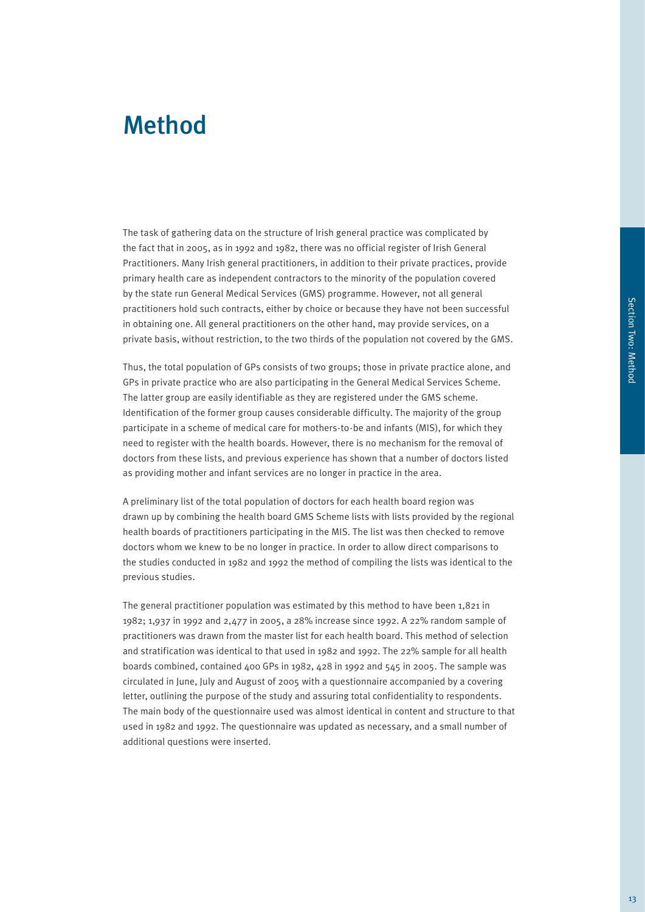# Method

The task of gathering data on the structure of Irish general practice was complicated by the fact that in 2005, as in 1992 and 1982, there was no official register of Irish General Practitioners. Many Irish general practitioners, in addition to their private practices, provide primary health care as independent contractors to the minority of the population covered by the state run General Medical Services (GMS) programme. However, not all general practitioners hold such contracts, either by choice or because they have not been successful in obtaining one. All general practitioners on the other hand, may provide services, on a private basis, without restriction, to the two thirds of the population not covered by the GMS.

Thus, the total population of GPs consists of two groups; those in private practice alone, and GPs in private practice who are also participating in the General Medical Services Scheme. The latter group are easily identifiable as they are registered under the GMS scheme. Identification of the former group causes considerable difficulty. The majority of the group participate in a scheme of medical care for mothers-to-be and infants (MIS), for which they need to register with the health boards. However, there is no mechanism for the removal of doctors from these lists, and previous experience has shown that a number of doctors listed as providing mother and infant services are no longer in practice in the area.

A preliminary list of the total population of doctors for each health board region was drawn up by combining the health board GMS Scheme lists with lists provided by the regional health boards of practitioners participating in the MIS. The list was then checked to remove doctors whom we knew to be no longer in practice. In order to allow direct comparisons to the studies conducted in 1982 and 1992 the method of compiling the lists was identical to the previous studies.

The general practitioner population was estimated by this method to have been 1,821 in 1982; 1,937 in 1992 and 2,477 in 2005, a 28% increase since 1992. A 22% random sample of practitioners was drawn from the master list for each health board. This method of selection and stratification was identical to that used in 1982 and 1992. The 22% sample for all health boards combined, contained 400 GPs in 1982, 428 in 1992 and 545 in 2005. The sample was circulated in June, July and August of 2005 with a questionnaire accompanied by a covering letter, outlining the purpose of the study and assuring total confidentiality to respondents. The main body of the questionnaire used was almost identical in content and structure to that used in 1982 and 1992. The questionnaire was updated as necessary, and a small number of additional questions were inserted.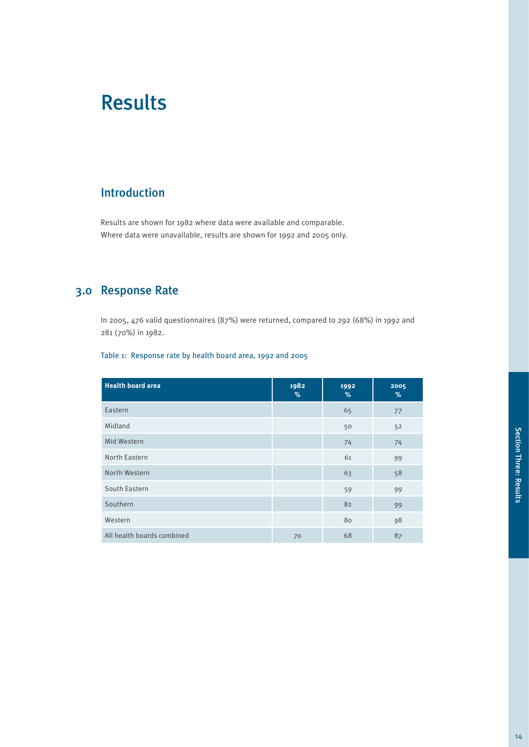# Results

## Introduction

Results are shown for 1982 where data were available and comparable. Where data were unavailable, results are shown for 1992 and 2005 only.

## 3.0 Response Rate

In 2005, 476 valid questionnaires (87%) were returned, compared to 292 (68%) in 1992 and 281 (70%) in 1982.

Table 1: Response rate by health board area, 1992 and 2005

| Health board area | 1982 % | 1992 % | 2005 % |
|---|---|---|---|
| Eastern | | 65 | 77 |
| Midland | | 50 | 52 |
| Mid Western | | 74 | 74 |
| North Eastern | | 61 | 99 |
| North Western | | 63 | 58 |
| South Eastern | | 59 | 99 |
| Southern | | 82 | 99 |
| Western | | 80 | 98 |
| All health boards combined | 70 | 68 | 87 |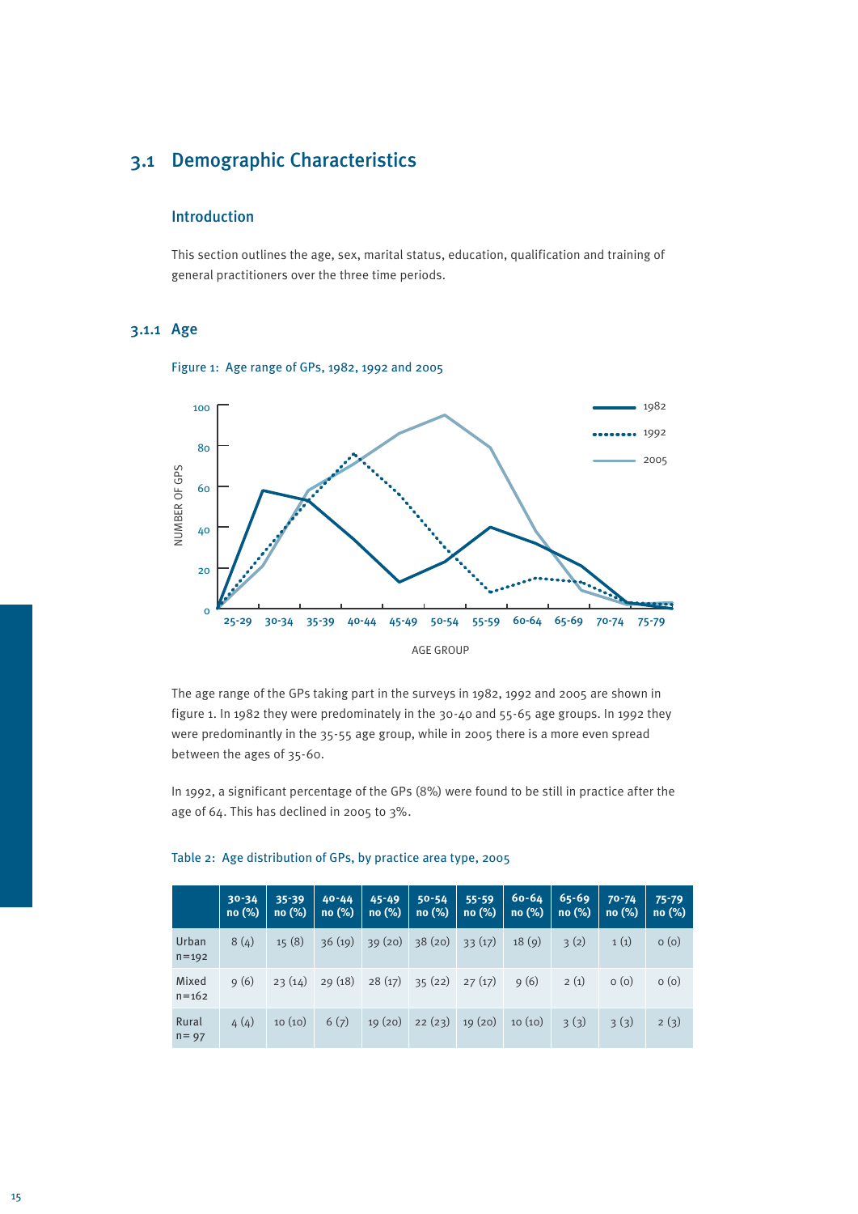## 3.1 Demographic Characteristics

### Introduction

This section outlines the age, sex, marital status, education, qualification and training of general practitioners over the three time periods.

### 3.1.1 Age

Figure 1: Age range of GPs, 1982, 1992 and 2005

The age range of the GPs taking part in the surveys in 1982, 1992 and 2005 are shown in figure 1. In 1982 they were predominately in the 30-40 and 55-65 age groups. In 1992 they were predominantly in the 35-55 age group, while in 2005 there is a more even spread between the ages of 35-60.

In 1992, a significant percentage of the GPs (8%) were found to be still in practice after the age of 64. This has declined in 2005 to 3%.

Table 2: Age distribution of GPs, by practice area type, 2005

| | 30-34 no (%) | 35-39 no (%) | 40-44 no (%) | 45-49 no (%) | 50-54 no (%) | 55-59 no (%) | 60-64 no (%) | 65-69 no (%) | 70-74 no (%) | 75-79 no (%) |
|---|---|---|---|---|---|---|---|---|---|---|
| Urban n=192 | 8 (4) | 15 (8) | 36 (19) | 39 (20) | 38 (20) | 33 (17) | 18 (9) | 3 (2) | 1 (1) | 0 (0) |
| Mixed n=162 | 9 (6) | 23 (14) | 29 (18) | 28 (17) | 35 (22) | 27 (17) | 9 (6) | 2 (1) | 0 (0) | 0 (0) |
| Rural n= 97 | 4 (4) | 10 (10) | 6 (7) | 19 (20) | 22 (23) | 19 (20) | 10 (10) | 3 (3) | 3 (3) | 2 (3) |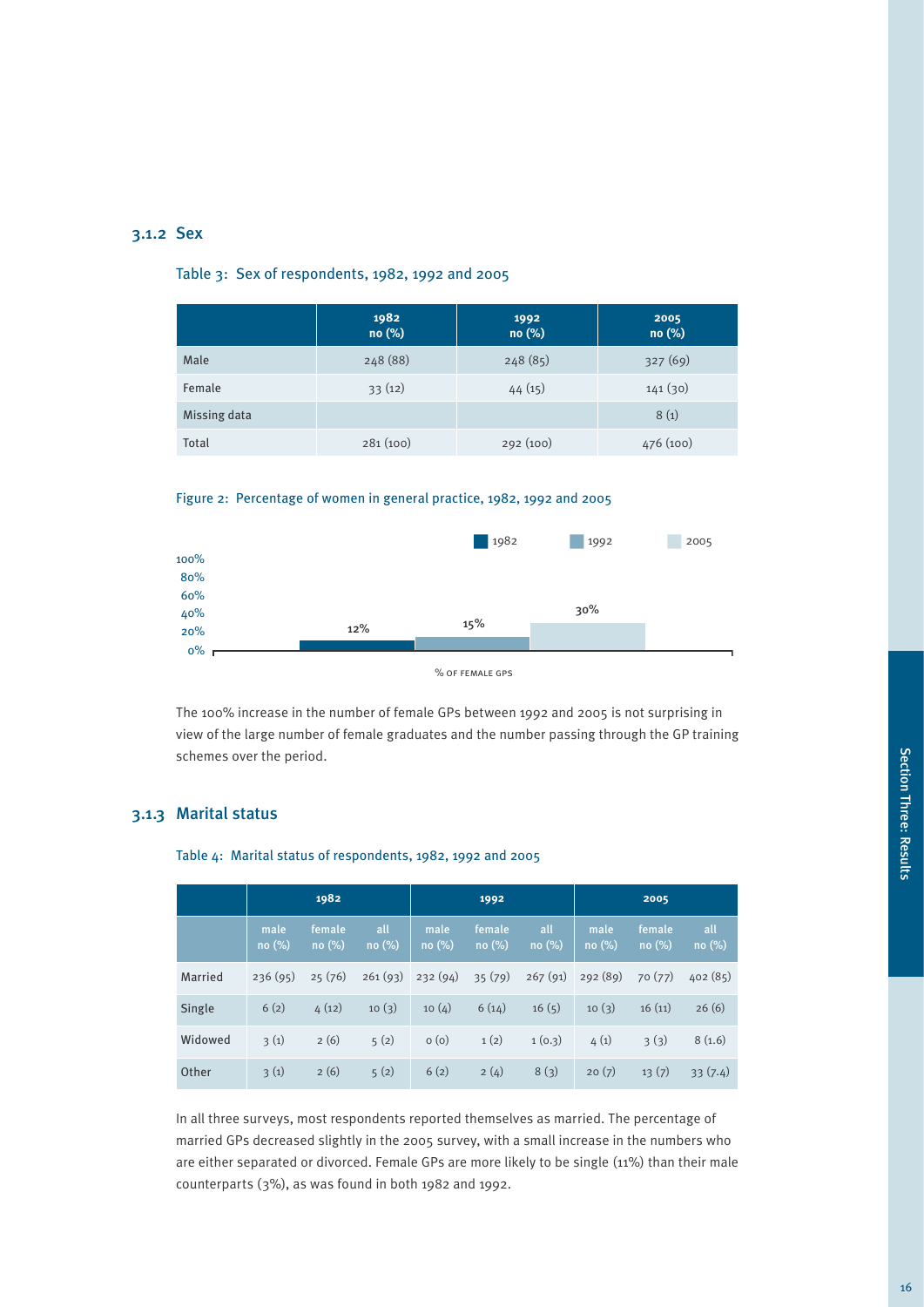### 3.1.2 Sex

Table 3: Sex of respondents, 1982, 1992 and 2005

| | 1982 no (%) | 1992 no (%) | 2005 no (%) |
|---|---|---|---|
| Male | 248 (88) | 248 (85) | 327 (69) |
| Female | 33 (12) | 44 (15) | 141 (30) |
| Missing data | | | 8 (1) |
| Total | 281 (100) | 292 (100) | 476 (100) |

Figure 2: Percentage of women in general practice, 1982, 1992 and 2005

| | 1982 | 1992 | 2005 |
|---|---|---|---|
| % of female GPs | 12% | 15% | 30% |

The 100% increase in the number of female GPs between 1992 and 2005 is not surprising in view of the large number of female graduates and the number passing through the GP training schemes over the period.

### 3.1.3 Marital status

Table 4: Marital status of respondents, 1982, 1992 and 2005

| | 1982 | | | 1992 | | | 2005 | | |
|---|---|---|---|---|---|---|---|---|---|
| | male no (%) | female no (%) | all no (%) | male no (%) | female no (%) | all no (%) | male no (%) | female no (%) | all no (%) |
| Married | 236 (95) | 25 (76) | 261 (93) | 232 (94) | 35 (79) | 267 (91) | 292 (89) | 70 (77) | 402 (85) |
| Single | 6 (2) | 4 (12) | 10 (3) | 10 (4) | 6 (14) | 16 (5) | 10 (3) | 16 (11) | 26 (6) |
| Widowed | 3 (1) | 2 (6) | 5 (2) | 0 (0) | 1 (2) | 1 (0.3) | 4 (1) | 3 (3) | 8 (1.6) |
| Other | 3 (1) | 2 (6) | 5 (2) | 6 (2) | 2 (4) | 8 (3) | 20 (7) | 13 (7) | 33 (7.4) |

In all three surveys, most respondents reported themselves as married. The percentage of married GPs decreased slightly in the 2005 survey, with a small increase in the numbers who are either separated or divorced. Female GPs are more likely to be single (11%) than their male counterparts (3%), as was found in both 1982 and 1992.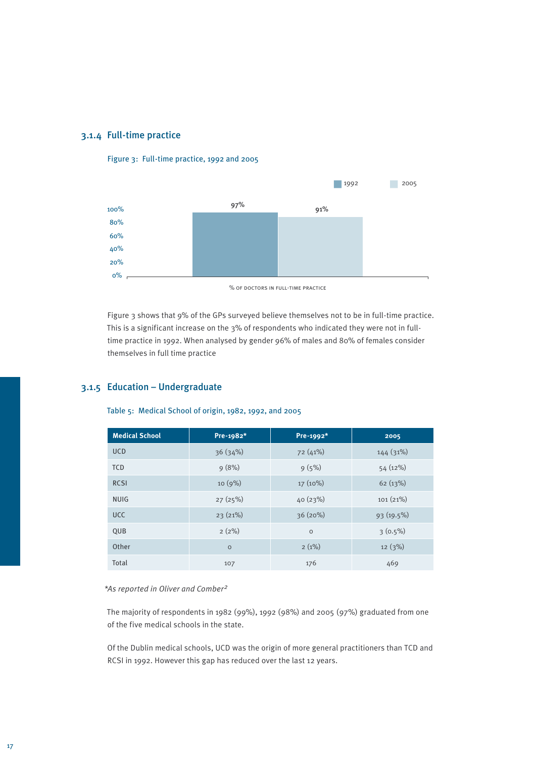### 3.1.4 Full-time practice

Figure 3: Full-time practice, 1992 and 2005

| | 1992 | 2005 |
|---|---|---|
| % of doctors in full-time practice | 97% | 91% |

Figure 3 shows that 9% of the GPs surveyed believe themselves not to be in full-time practice. This is a significant increase on the 3% of respondents who indicated they were not in full-time practice in 1992. When analysed by gender 96% of males and 80% of females consider themselves in full time practice

### 3.1.5 Education – Undergraduate

Table 5: Medical School of origin, 1982, 1992, and 2005

| Medical School | Pre-1982* | Pre-1992* | 2005 |
|---|---|---|---|
| UCD | 36 (34%) | 72 (41%) | 144 (31%) |
| TCD | 9 (8%) | 9 (5%) | 54 (12%) |
| RCSI | 10 (9%) | 17 (10%) | 62 (13%) |
| NUIG | 27 (25%) | 40 (23%) | 101 (21%) |
| UCC | 23 (21%) | 36 (20%) | 93 (19.5%) |
| QUB | 2 (2%) | 0 | 3 (0.5%) |
| Other | 0 | 2 (1%) | 12 (3%) |
| Total | 107 | 176 | 469 |

*\*As reported in Oliver and Comber[2]*

The majority of respondents in 1982 (99%), 1992 (98%) and 2005 (97%) graduated from one of the five medical schools in the state.

Of the Dublin medical schools, UCD was the origin of more general practitioners than TCD and RCSI in 1992. However this gap has reduced over the last 12 years.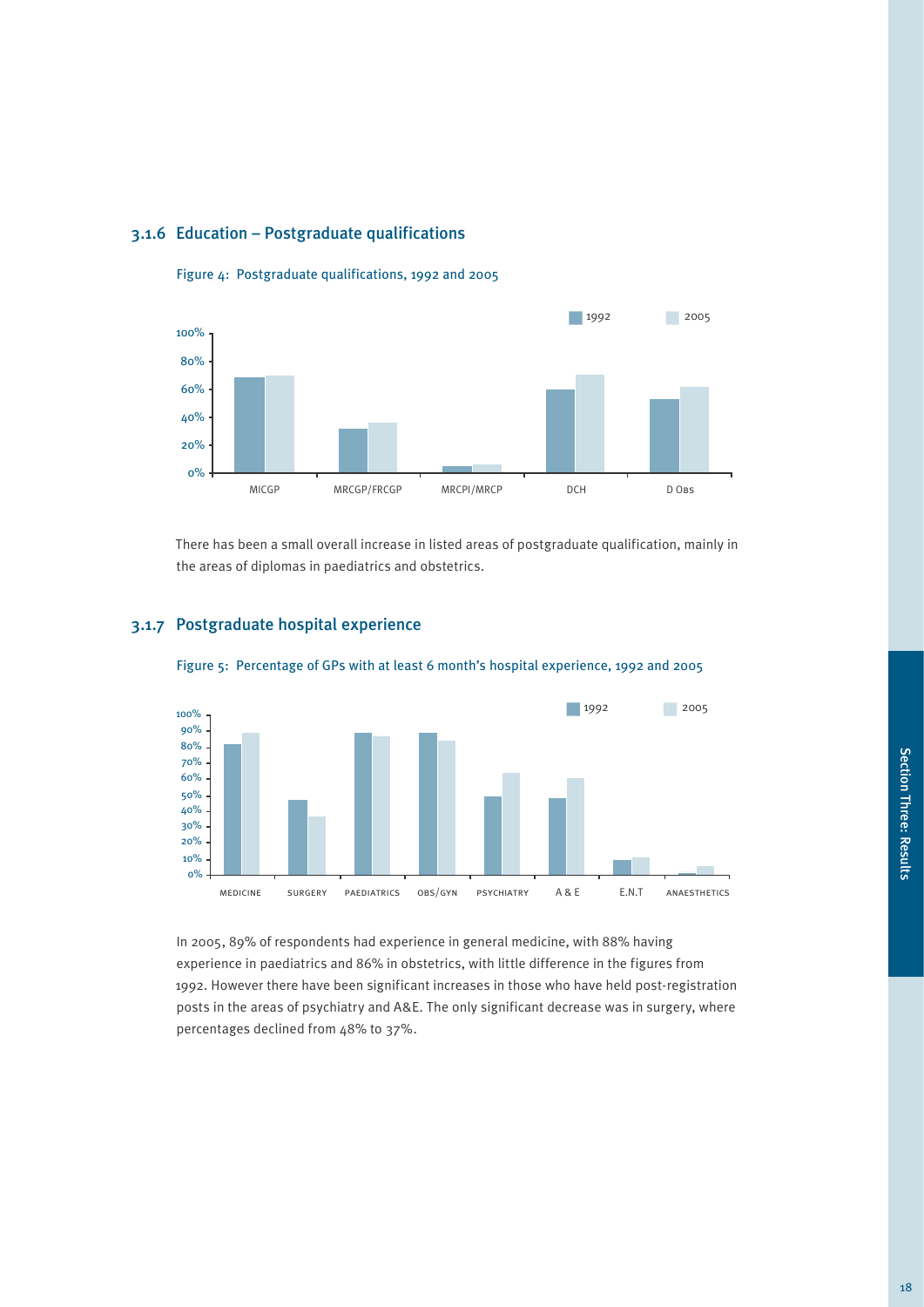### 3.1.6 Education – Postgraduate qualifications

Figure 4: Postgraduate qualifications, 1992 and 2005

There has been a small overall increase in listed areas of postgraduate qualification, mainly in the areas of diplomas in paediatrics and obstetrics.

### 3.1.7 Postgraduate hospital experience

Figure 5: Percentage of GPs with at least 6 month's hospital experience, 1992 and 2005

In 2005, 89% of respondents had experience in general medicine, with 88% having experience in paediatrics and 86% in obstetrics, with little difference in the figures from 1992. However there have been significant increases in those who have held post-registration posts in the areas of psychiatry and A&E. The only significant decrease was in surgery, where percentages declined from 48% to 37%.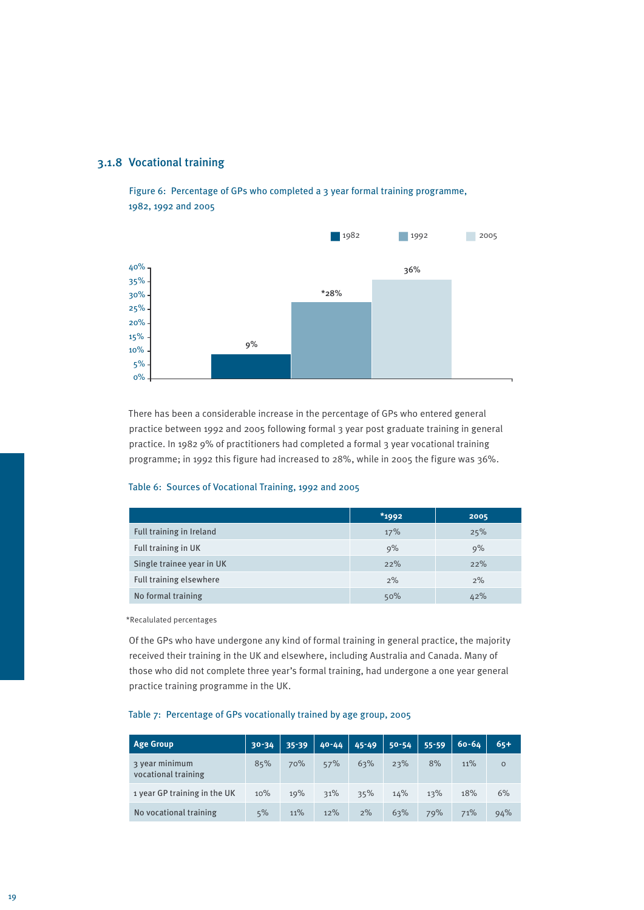### 3.1.8 Vocational training

Figure 6: Percentage of GPs who completed a 3 year formal training programme, 1982, 1992 and 2005

| | 1982 | 1992 | 2005 |
|---|---|---|---|
| Percentage | 9% | *28% | 36% |

There has been a considerable increase in the percentage of GPs who entered general practice between 1992 and 2005 following formal 3 year post graduate training in general practice. In 1982 9% of practitioners had completed a formal 3 year vocational training programme; in 1992 this figure had increased to 28%, while in 2005 the figure was 36%.

Table 6: Sources of Vocational Training, 1992 and 2005

| | *1992 | 2005 |
|---|---|---|
| Full training in Ireland | 17% | 25% |
| Full training in UK | 9% | 9% |
| Single trainee year in UK | 22% | 22% |
| Full training elsewhere | 2% | 2% |
| No formal training | 50% | 42% |

*Recalulated percentages

Of the GPs who have undergone any kind of formal training in general practice, the majority received their training in the UK and elsewhere, including Australia and Canada. Many of those who did not complete three year's formal training, had undergone a one year general practice training programme in the UK.

Table 7: Percentage of GPs vocationally trained by age group, 2005

| Age Group | 30-34 | 35-39 | 40-44 | 45-49 | 50-54 | 55-59 | 60-64 | 65+ |
|---|---|---|---|---|---|---|---|---|
| 3 year minimum vocational training | 85% | 70% | 57% | 63% | 23% | 8% | 11% | 0 |
| 1 year GP training in the UK | 10% | 19% | 31% | 35% | 14% | 13% | 18% | 6% |
| No vocational training | 5% | 11% | 12% | 2% | 63% | 79% | 71% | 94% |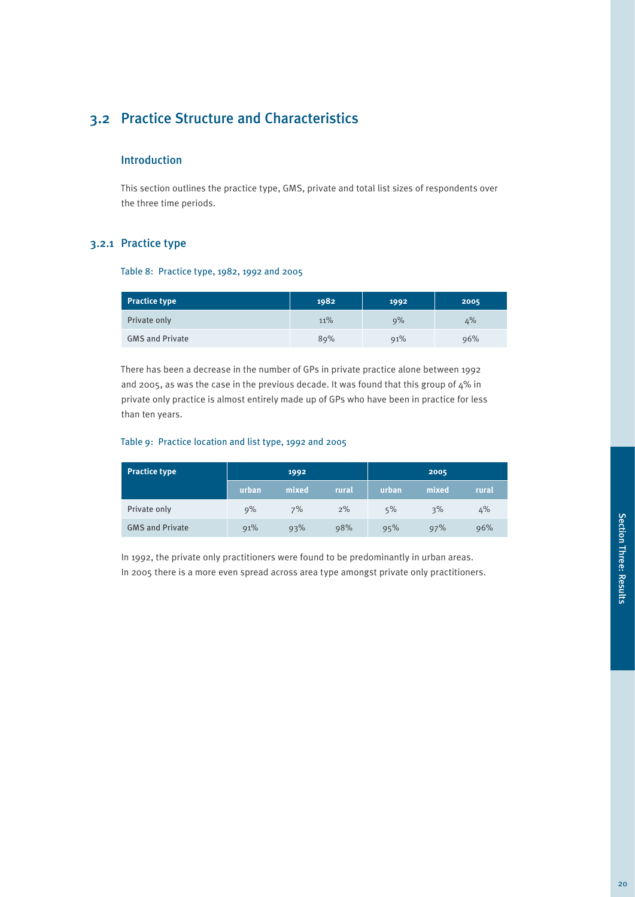## 3.2 Practice Structure and Characteristics

### Introduction

This section outlines the practice type, GMS, private and total list sizes of respondents over the three time periods.

### 3.2.1 Practice type

Table 8: Practice type, 1982, 1992 and 2005

| Practice type | 1982 | 1992 | 2005 |
|---|---|---|---|
| Private only | 11% | 9% | 4% |
| GMS and Private | 89% | 91% | 96% |

There has been a decrease in the number of GPs in private practice alone between 1992 and 2005, as was the case in the previous decade. It was found that this group of 4% in private only practice is almost entirely made up of GPs who have been in practice for less than ten years.

Table 9: Practice location and list type, 1992 and 2005

| Practice type | 1992 | | | 2005 | | |
|---|---|---|---|---|---|---|
| | urban | mixed | rural | urban | mixed | rural |
| Private only | 9% | 7% | 2% | 5% | 3% | 4% |
| GMS and Private | 91% | 93% | 98% | 95% | 97% | 96% |

In 1992, the private only practitioners were found to be predominantly in urban areas. In 2005 there is a more even spread across area type amongst private only practitioners.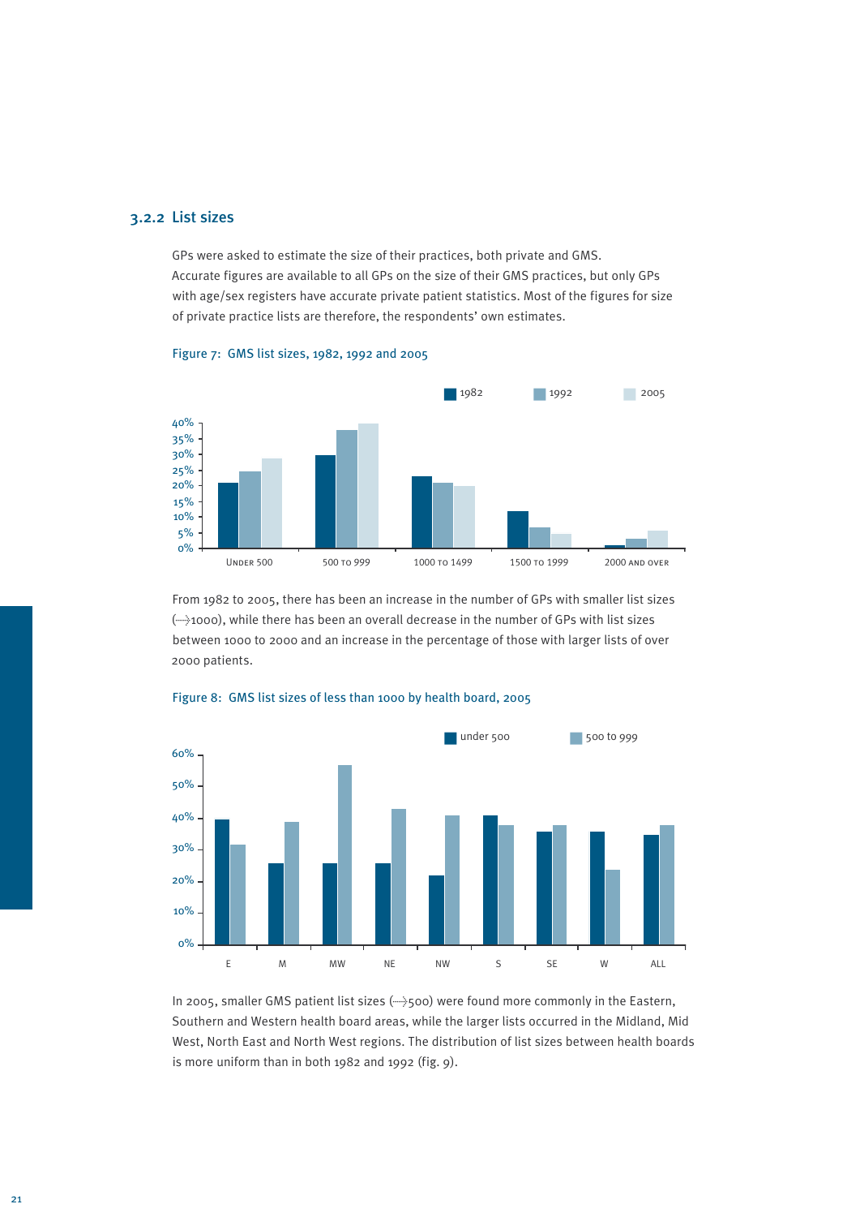### 3.2.2 List sizes

GPs were asked to estimate the size of their practices, both private and GMS. Accurate figures are available to all GPs on the size of their GMS practices, but only GPs with age/sex registers have accurate private patient statistics. Most of the figures for size of private practice lists are therefore, the respondents' own estimates.

Figure 7: GMS list sizes, 1982, 1992 and 2005

From 1982 to 2005, there has been an increase in the number of GPs with smaller list sizes (<1000), while there has been an overall decrease in the number of GPs with list sizes between 1000 to 2000 and an increase in the percentage of those with larger lists of over 2000 patients.

Figure 8: GMS list sizes of less than 1000 by health board, 2005

In 2005, smaller GMS patient list sizes (<500) were found more commonly in the Eastern, Southern and Western health board areas, while the larger lists occurred in the Midland, Mid West, North East and North West regions. The distribution of list sizes between health boards is more uniform than in both 1982 and 1992 (fig. 9).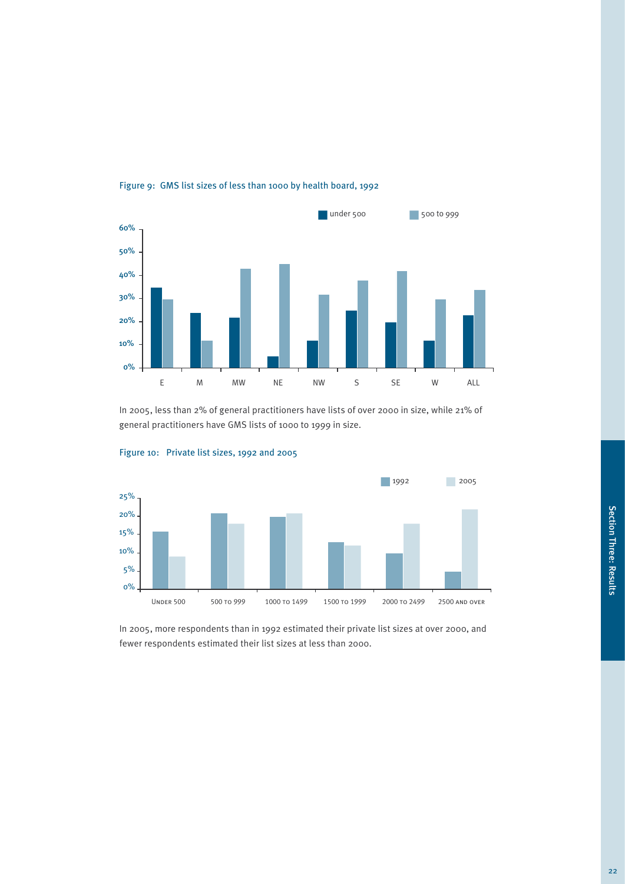Figure 9: GMS list sizes of less than 1000 by health board, 1992

In 2005, less than 2% of general practitioners have lists of over 2000 in size, while 21% of general practitioners have GMS lists of 1000 to 1999 in size.

Figure 10: Private list sizes, 1992 and 2005

In 2005, more respondents than in 1992 estimated their private list sizes at over 2000, and fewer respondents estimated their list sizes at less than 2000.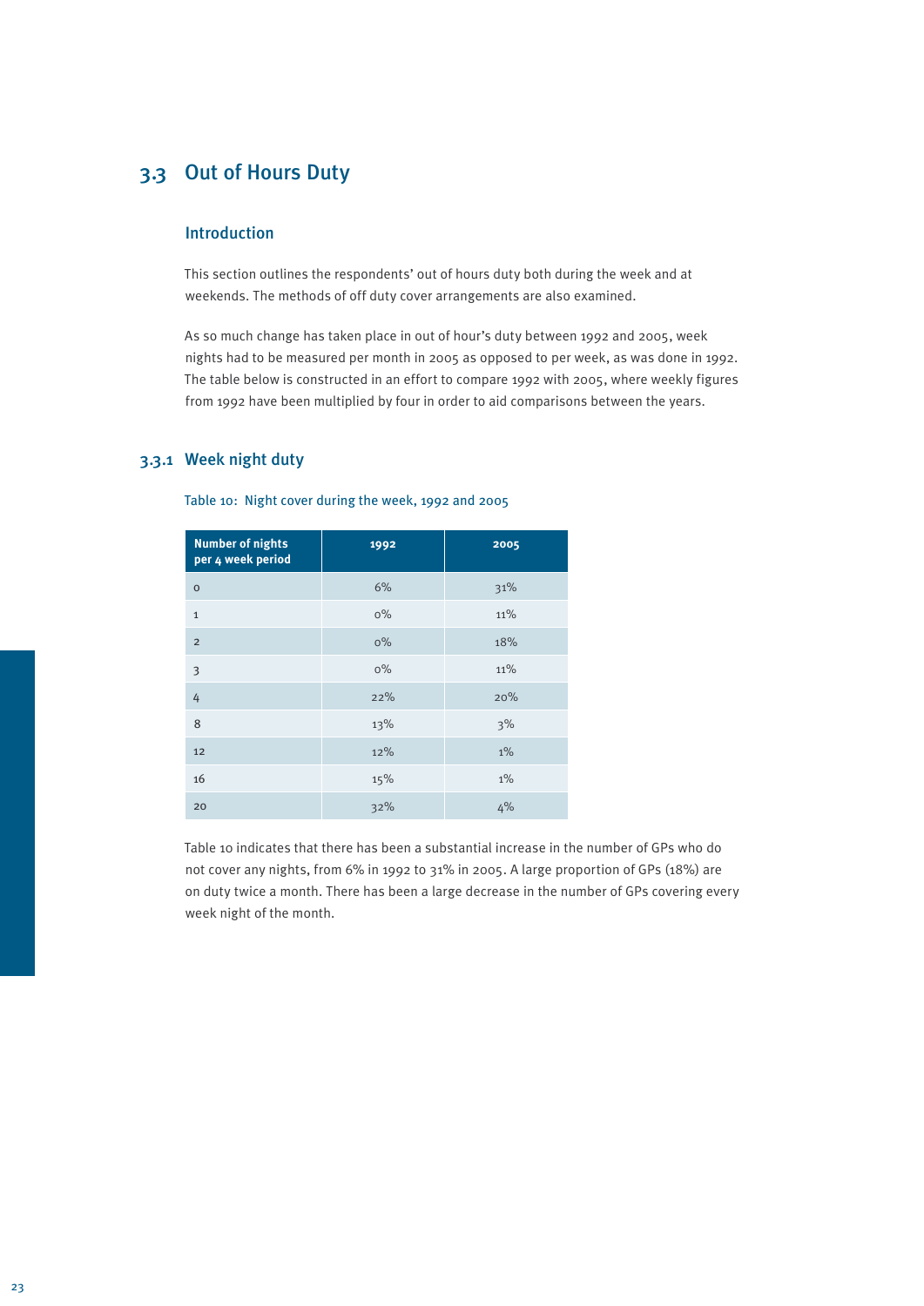## 3.3 Out of Hours Duty

### Introduction

This section outlines the respondents' out of hours duty both during the week and at weekends. The methods of off duty cover arrangements are also examined.

As so much change has taken place in out of hour's duty between 1992 and 2005, week nights had to be measured per month in 2005 as opposed to per week, as was done in 1992. The table below is constructed in an effort to compare 1992 with 2005, where weekly figures from 1992 have been multiplied by four in order to aid comparisons between the years.

### 3.3.1 Week night duty

Table 10: Night cover during the week, 1992 and 2005

| Number of nights per 4 week period | 1992 | 2005 |
|---|---|---|
| 0 | 6% | 31% |
| 1 | 0% | 11% |
| 2 | 0% | 18% |
| 3 | 0% | 11% |
| 4 | 22% | 20% |
| 8 | 13% | 3% |
| 12 | 12% | 1% |
| 16 | 15% | 1% |
| 20 | 32% | 4% |

Table 10 indicates that there has been a substantial increase in the number of GPs who do not cover any nights, from 6% in 1992 to 31% in 2005. A large proportion of GPs (18%) are on duty twice a month. There has been a large decrease in the number of GPs covering every week night of the month.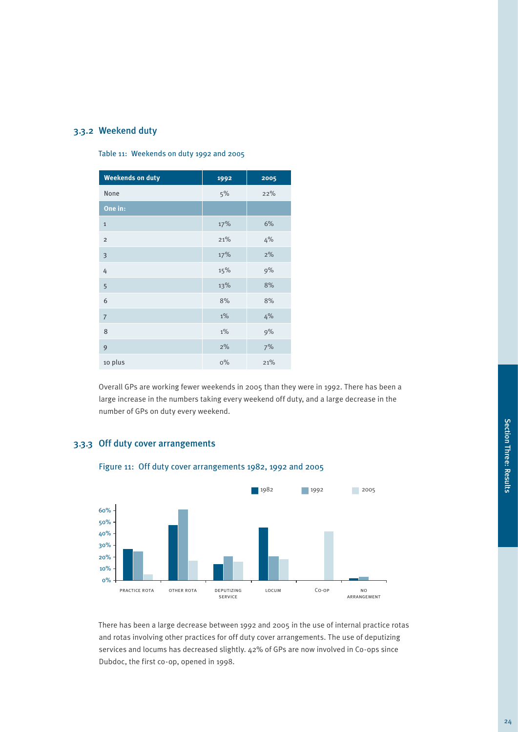### 3.3.2 Weekend duty

Table 11: Weekends on duty 1992 and 2005

| Weekends on duty | 1992 | 2005 |
|---|---|---|
| None | 5% | 22% |
| **One in:** | | |
| 1 | 17% | 6% |
| 2 | 21% | 4% |
| 3 | 17% | 2% |
| 4 | 15% | 9% |
| 5 | 13% | 8% |
| 6 | 8% | 8% |
| 7 | 1% | 4% |
| 8 | 1% | 9% |
| 9 | 2% | 7% |
| 10 plus | 0% | 21% |

Overall GPs are working fewer weekends in 2005 than they were in 1992. There has been a large increase in the numbers taking every weekend off duty, and a large decrease in the number of GPs on duty every weekend.

### 3.3.3 Off duty cover arrangements

Figure 11: Off duty cover arrangements 1982, 1992 and 2005

There has been a large decrease between 1992 and 2005 in the use of internal practice rotas and rotas involving other practices for off duty cover arrangements. The use of deputizing services and locums has decreased slightly. 42% of GPs are now involved in Co-ops since Dubdoc, the first co-op, opened in 1998.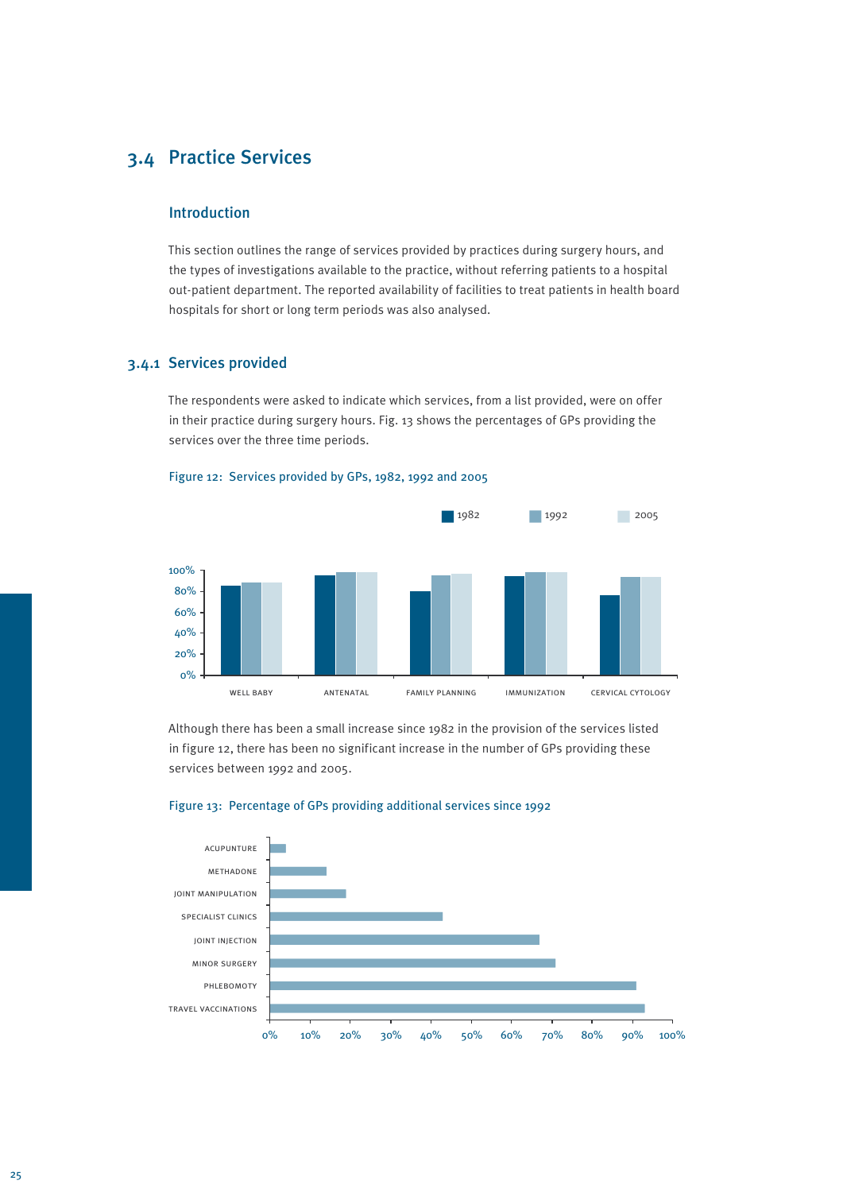## 3.4 Practice Services

### Introduction

This section outlines the range of services provided by practices during surgery hours, and the types of investigations available to the practice, without referring patients to a hospital out-patient department. The reported availability of facilities to treat patients in health board hospitals for short or long term periods was also analysed.

### 3.4.1 Services provided

The respondents were asked to indicate which services, from a list provided, were on offer in their practice during surgery hours. Fig. 13 shows the percentages of GPs providing the services over the three time periods.

Figure 12: Services provided by GPs, 1982, 1992 and 2005

Although there has been a small increase since 1982 in the provision of the services listed in figure 12, there has been no significant increase in the number of GPs providing these services between 1992 and 2005.

Figure 13: Percentage of GPs providing additional services since 1992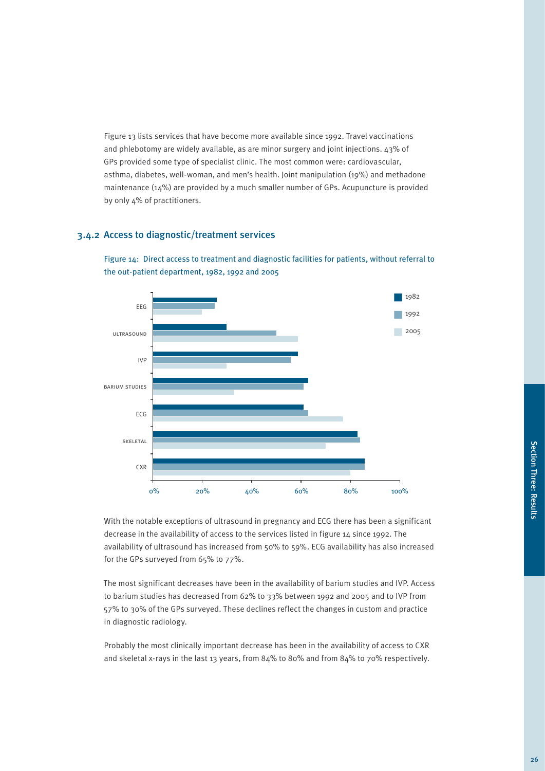Figure 13 lists services that have become more available since 1992. Travel vaccinations and phlebotomy are widely available, as are minor surgery and joint injections. 43% of GPs provided some type of specialist clinic. The most common were: cardiovascular, asthma, diabetes, well-woman, and men's health. Joint manipulation (19%) and methadone maintenance (14%) are provided by a much smaller number of GPs. Acupuncture is provided by only 4% of practitioners.

### 3.4.2 Access to diagnostic/treatment services

Figure 14: Direct access to treatment and diagnostic facilities for patients, without referral to the out-patient department, 1982, 1992 and 2005

With the notable exceptions of ultrasound in pregnancy and ECG there has been a significant decrease in the availability of access to the services listed in figure 14 since 1992. The availability of ultrasound has increased from 50% to 59%. ECG availability has also increased for the GPs surveyed from 65% to 77%.

The most significant decreases have been in the availability of barium studies and IVP. Access to barium studies has decreased from 62% to 33% between 1992 and 2005 and to IVP from 57% to 30% of the GPs surveyed. These declines reflect the changes in custom and practice in diagnostic radiology.

Probably the most clinically important decrease has been in the availability of access to CXR and skeletal x-rays in the last 13 years, from 84% to 80% and from 84% to 70% respectively.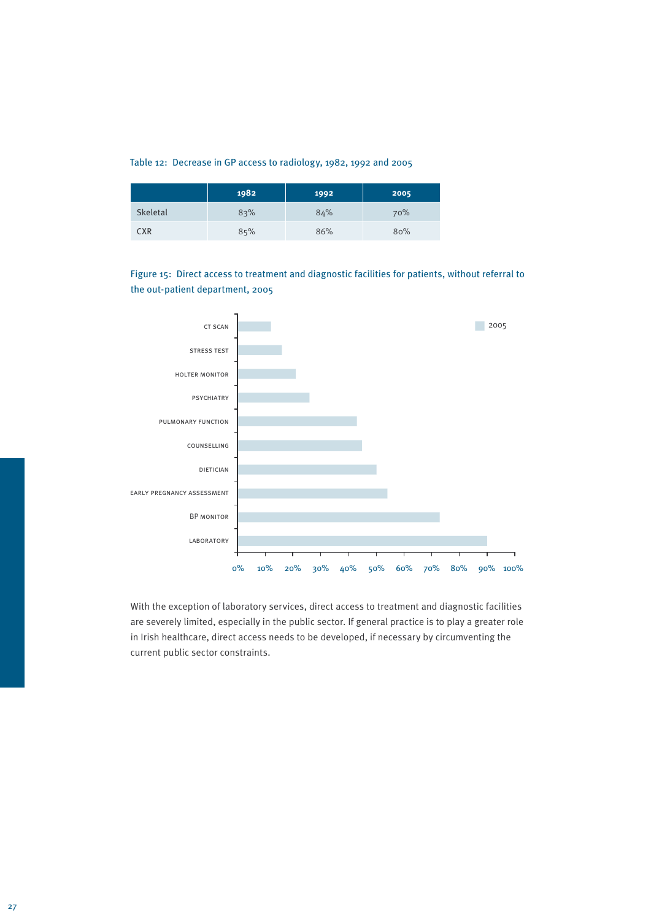Table 12: Decrease in GP access to radiology, 1982, 1992 and 2005

| | 1982 | 1992 | 2005 |
|---|---|---|---|
| Skeletal | 83% | 84% | 70% |
| CXR | 85% | 86% | 80% |

Figure 15: Direct access to treatment and diagnostic facilities for patients, without referral to the out-patient department, 2005

With the exception of laboratory services, direct access to treatment and diagnostic facilities are severely limited, especially in the public sector. If general practice is to play a greater role in Irish healthcare, direct access needs to be developed, if necessary by circumventing the current public sector constraints.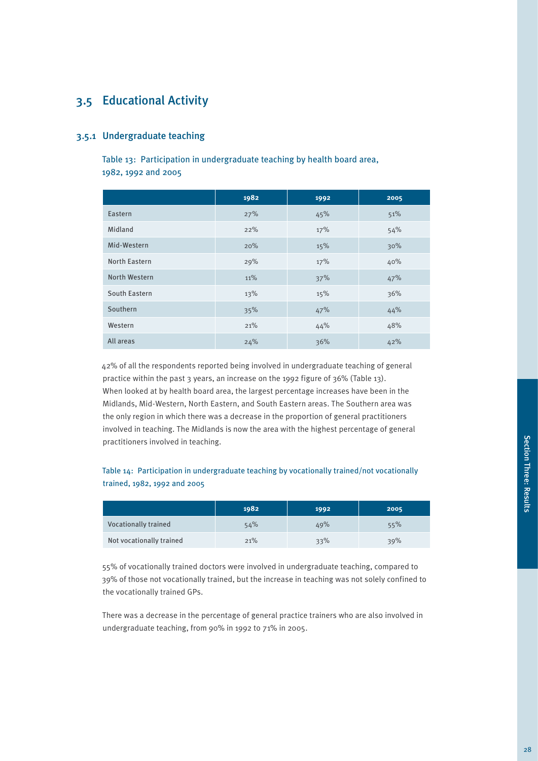## 3.5 Educational Activity

### 3.5.1 Undergraduate teaching

Table 13: Participation in undergraduate teaching by health board area, 1982, 1992 and 2005

| | 1982 | 1992 | 2005 |
|---|---|---|---|
| Eastern | 27% | 45% | 51% |
| Midland | 22% | 17% | 54% |
| Mid-Western | 20% | 15% | 30% |
| North Eastern | 29% | 17% | 40% |
| North Western | 11% | 37% | 47% |
| South Eastern | 13% | 15% | 36% |
| Southern | 35% | 47% | 44% |
| Western | 21% | 44% | 48% |
| All areas | 24% | 36% | 42% |

42% of all the respondents reported being involved in undergraduate teaching of general practice within the past 3 years, an increase on the 1992 figure of 36% (Table 13). When looked at by health board area, the largest percentage increases have been in the Midlands, Mid-Western, North Eastern, and South Eastern areas. The Southern area was the only region in which there was a decrease in the proportion of general practitioners involved in teaching. The Midlands is now the area with the highest percentage of general practitioners involved in teaching.

Table 14: Participation in undergraduate teaching by vocationally trained/not vocationally trained, 1982, 1992 and 2005

| | 1982 | 1992 | 2005 |
|---|---|---|---|
| Vocationally trained | 54% | 49% | 55% |
| Not vocationally trained | 21% | 33% | 39% |

55% of vocationally trained doctors were involved in undergraduate teaching, compared to 39% of those not vocationally trained, but the increase in teaching was not solely confined to the vocationally trained GPs.

There was a decrease in the percentage of general practice trainers who are also involved in undergraduate teaching, from 90% in 1992 to 71% in 2005.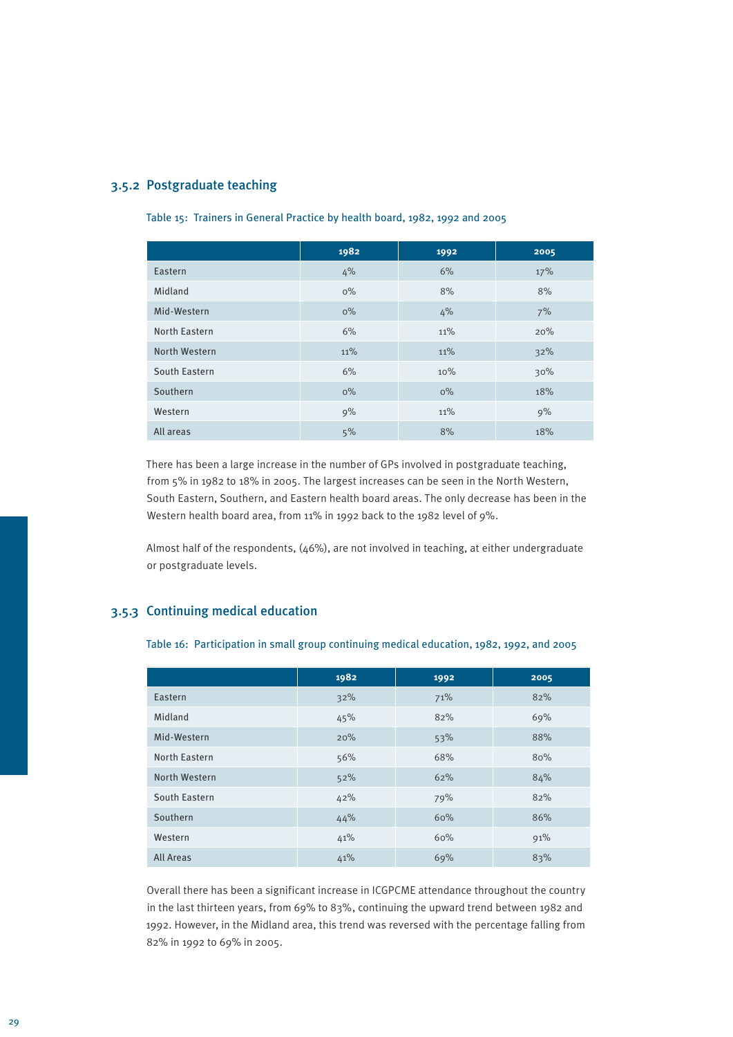### 3.5.2 Postgraduate teaching

Table 15: Trainers in General Practice by health board, 1982, 1992 and 2005

| | 1982 | 1992 | 2005 |
|---|---|---|---|
| Eastern | 4% | 6% | 17% |
| Midland | 0% | 8% | 8% |
| Mid-Western | 0% | 4% | 7% |
| North Eastern | 6% | 11% | 20% |
| North Western | 11% | 11% | 32% |
| South Eastern | 6% | 10% | 30% |
| Southern | 0% | 0% | 18% |
| Western | 9% | 11% | 9% |
| All areas | 5% | 8% | 18% |

There has been a large increase in the number of GPs involved in postgraduate teaching, from 5% in 1982 to 18% in 2005. The largest increases can be seen in the North Western, South Eastern, Southern, and Eastern health board areas. The only decrease has been in the Western health board area, from 11% in 1992 back to the 1982 level of 9%.

Almost half of the respondents, (46%), are not involved in teaching, at either undergraduate or postgraduate levels.

### 3.5.3 Continuing medical education

Table 16: Participation in small group continuing medical education, 1982, 1992, and 2005

| | 1982 | 1992 | 2005 |
|---|---|---|---|
| Eastern | 32% | 71% | 82% |
| Midland | 45% | 82% | 69% |
| Mid-Western | 20% | 53% | 88% |
| North Eastern | 56% | 68% | 80% |
| North Western | 52% | 62% | 84% |
| South Eastern | 42% | 79% | 82% |
| Southern | 44% | 60% | 86% |
| Western | 41% | 60% | 91% |
| All Areas | 41% | 69% | 83% |

Overall there has been a significant increase in ICGPCME attendance throughout the country in the last thirteen years, from 69% to 83%, continuing the upward trend between 1982 and 1992. However, in the Midland area, this trend was reversed with the percentage falling from 82% in 1992 to 69% in 2005.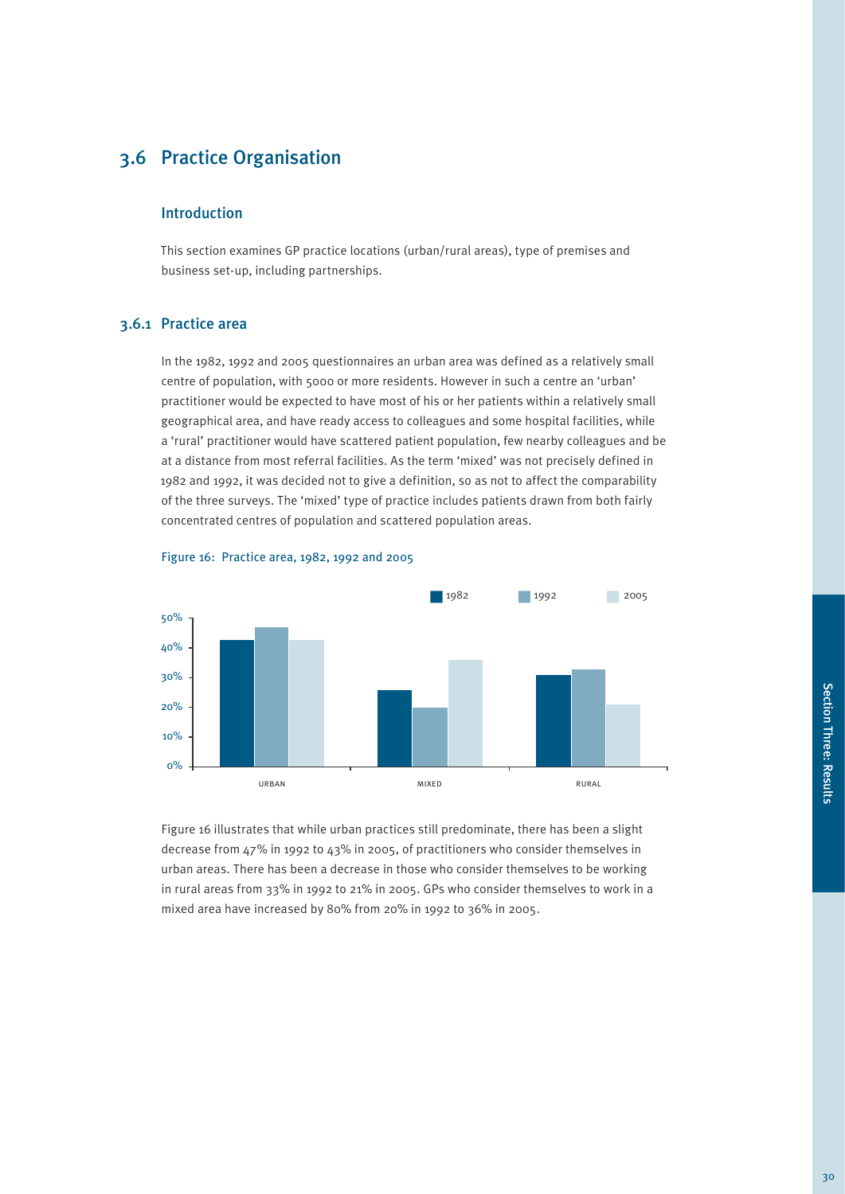## 3.6 Practice Organisation

### Introduction

This section examines GP practice locations (urban/rural areas), type of premises and business set-up, including partnerships.

### 3.6.1 Practice area

In the 1982, 1992 and 2005 questionnaires an urban area was defined as a relatively small centre of population, with 5000 or more residents. However in such a centre an 'urban' practitioner would be expected to have most of his or her patients within a relatively small geographical area, and have ready access to colleagues and some hospital facilities, while a 'rural' practitioner would have scattered patient population, few nearby colleagues and be at a distance from most referral facilities. As the term 'mixed' was not precisely defined in 1982 and 1992, it was decided not to give a definition, so as not to affect the comparability of the three surveys. The 'mixed' type of practice includes patients drawn from both fairly concentrated centres of population and scattered population areas.

Figure 16: Practice area, 1982, 1992 and 2005

Figure 16 illustrates that while urban practices still predominate, there has been a slight decrease from 47% in 1992 to 43% in 2005, of practitioners who consider themselves in urban areas. There has been a decrease in those who consider themselves to be working in rural areas from 33% in 1992 to 21% in 2005. GPs who consider themselves to work in a mixed area have increased by 80% from 20% in 1992 to 36% in 2005.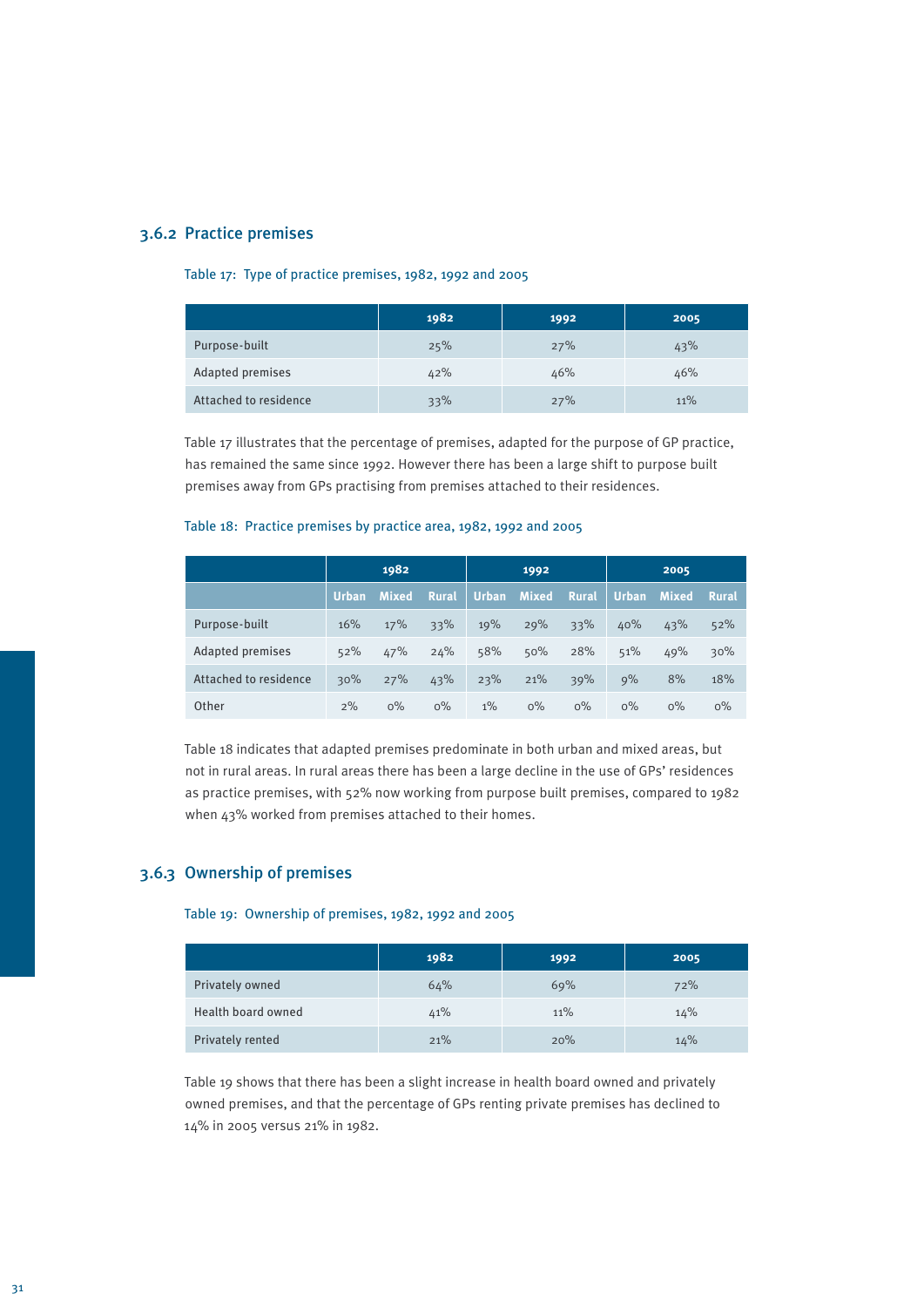### 3.6.2 Practice premises

Table 17: Type of practice premises, 1982, 1992 and 2005

| | 1982 | 1992 | 2005 |
|---|---|---|---|
| Purpose-built | 25% | 27% | 43% |
| Adapted premises | 42% | 46% | 46% |
| Attached to residence | 33% | 27% | 11% |

Table 17 illustrates that the percentage of premises, adapted for the purpose of GP practice, has remained the same since 1992. However there has been a large shift to purpose built premises away from GPs practising from premises attached to their residences.

Table 18: Practice premises by practice area, 1982, 1992 and 2005

| | 1982 | | | 1992 | | | 2005 | | |
|---|---|---|---|---|---|---|---|---|---|
| | Urban | Mixed | Rural | Urban | Mixed | Rural | Urban | Mixed | Rural |
| Purpose-built | 16% | 17% | 33% | 19% | 29% | 33% | 40% | 43% | 52% |
| Adapted premises | 52% | 47% | 24% | 58% | 50% | 28% | 51% | 49% | 30% |
| Attached to residence | 30% | 27% | 43% | 23% | 21% | 39% | 9% | 8% | 18% |
| Other | 2% | 0% | 0% | 1% | 0% | 0% | 0% | 0% | 0% |

Table 18 indicates that adapted premises predominate in both urban and mixed areas, but not in rural areas. In rural areas there has been a large decline in the use of GPs' residences as practice premises, with 52% now working from purpose built premises, compared to 1982 when 43% worked from premises attached to their homes.

### 3.6.3 Ownership of premises

Table 19: Ownership of premises, 1982, 1992 and 2005

| | 1982 | 1992 | 2005 |
|---|---|---|---|
| Privately owned | 64% | 69% | 72% |
| Health board owned | 41% | 11% | 14% |
| Privately rented | 21% | 20% | 14% |

Table 19 shows that there has been a slight increase in health board owned and privately owned premises, and that the percentage of GPs renting private premises has declined to 14% in 2005 versus 21% in 1982.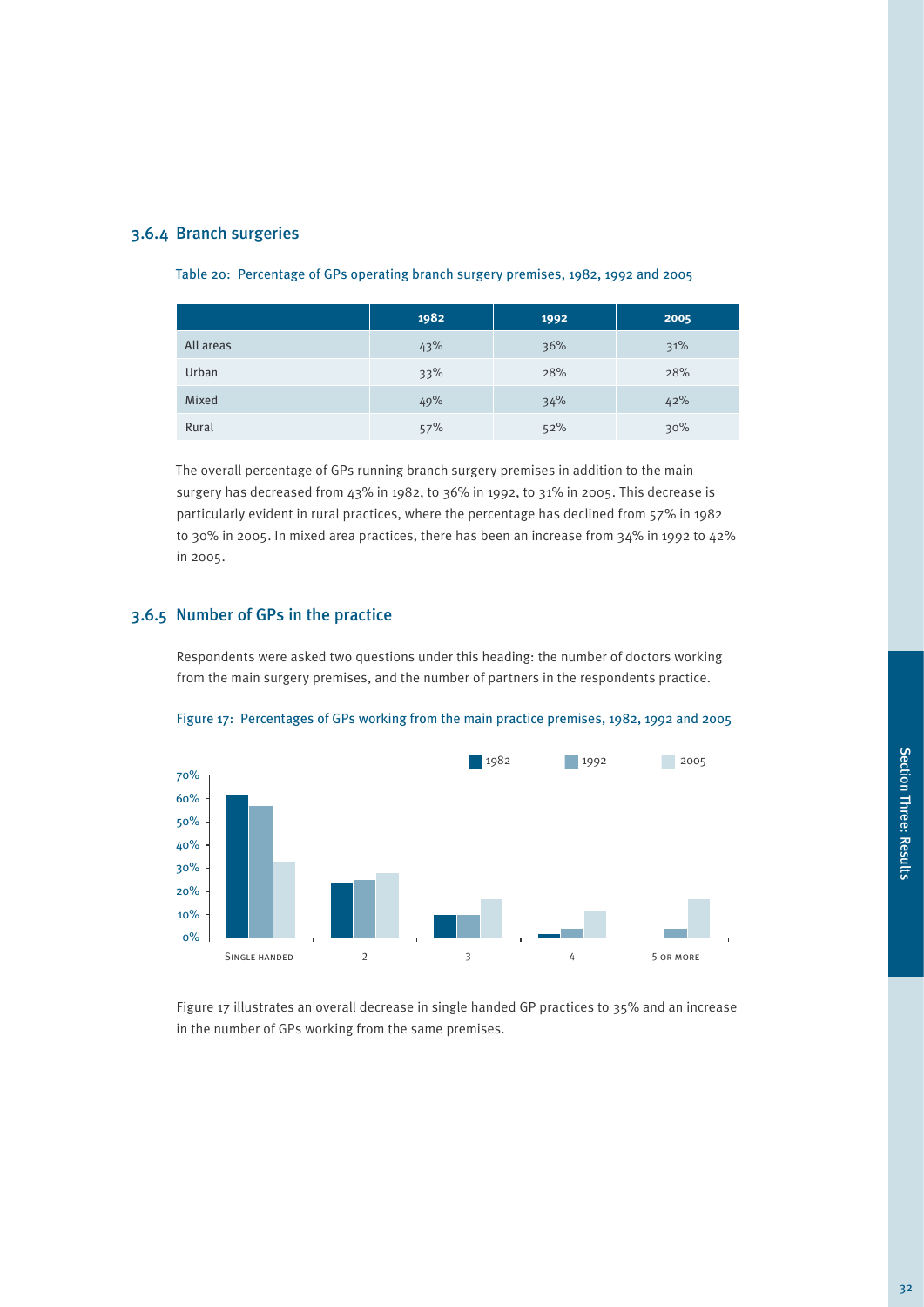### 3.6.4 Branch surgeries

Table 20: Percentage of GPs operating branch surgery premises, 1982, 1992 and 2005

| | 1982 | 1992 | 2005 |
|---|---|---|---|
| All areas | 43% | 36% | 31% |
| Urban | 33% | 28% | 28% |
| Mixed | 49% | 34% | 42% |
| Rural | 57% | 52% | 30% |

The overall percentage of GPs running branch surgery premises in addition to the main surgery has decreased from 43% in 1982, to 36% in 1992, to 31% in 2005. This decrease is particularly evident in rural practices, where the percentage has declined from 57% in 1982 to 30% in 2005. In mixed area practices, there has been an increase from 34% in 1992 to 42% in 2005.

### 3.6.5 Number of GPs in the practice

Respondents were asked two questions under this heading: the number of doctors working from the main surgery premises, and the number of partners in the respondents practice.

Figure 17: Percentages of GPs working from the main practice premises, 1982, 1992 and 2005

Figure 17 illustrates an overall decrease in single handed GP practices to 35% and an increase in the number of GPs working from the same premises.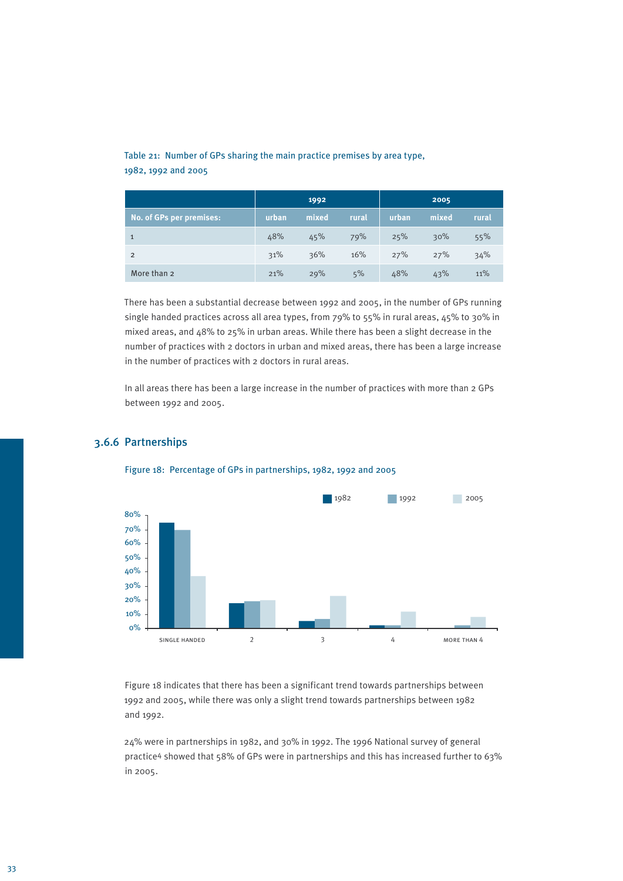Table 21: Number of GPs sharing the main practice premises by area type, 1982, 1992 and 2005

| | 1992 | | | 2005 | | |
|---|---|---|---|---|---|---|
| No. of GPs per premises: | urban | mixed | rural | urban | mixed | rural |
| 1 | 48% | 45% | 79% | 25% | 30% | 55% |
| 2 | 31% | 36% | 16% | 27% | 27% | 34% |
| More than 2 | 21% | 29% | 5% | 48% | 43% | 11% |

There has been a substantial decrease between 1992 and 2005, in the number of GPs running single handed practices across all area types, from 79% to 55% in rural areas, 45% to 30% in mixed areas, and 48% to 25% in urban areas. While there has been a slight decrease in the number of practices with 2 doctors in urban and mixed areas, there has been a large increase in the number of practices with 2 doctors in rural areas.

In all areas there has been a large increase in the number of practices with more than 2 GPs between 1992 and 2005.

### 3.6.6 Partnerships

Figure 18: Percentage of GPs in partnerships, 1982, 1992 and 2005

Figure 18 indicates that there has been a significant trend towards partnerships between 1992 and 2005, while there was only a slight trend towards partnerships between 1982 and 1992.

24% were in partnerships in 1982, and 30% in 1992. The 1996 National survey of general practice[4] showed that 58% of GPs were in partnerships and this has increased further to 63% in 2005.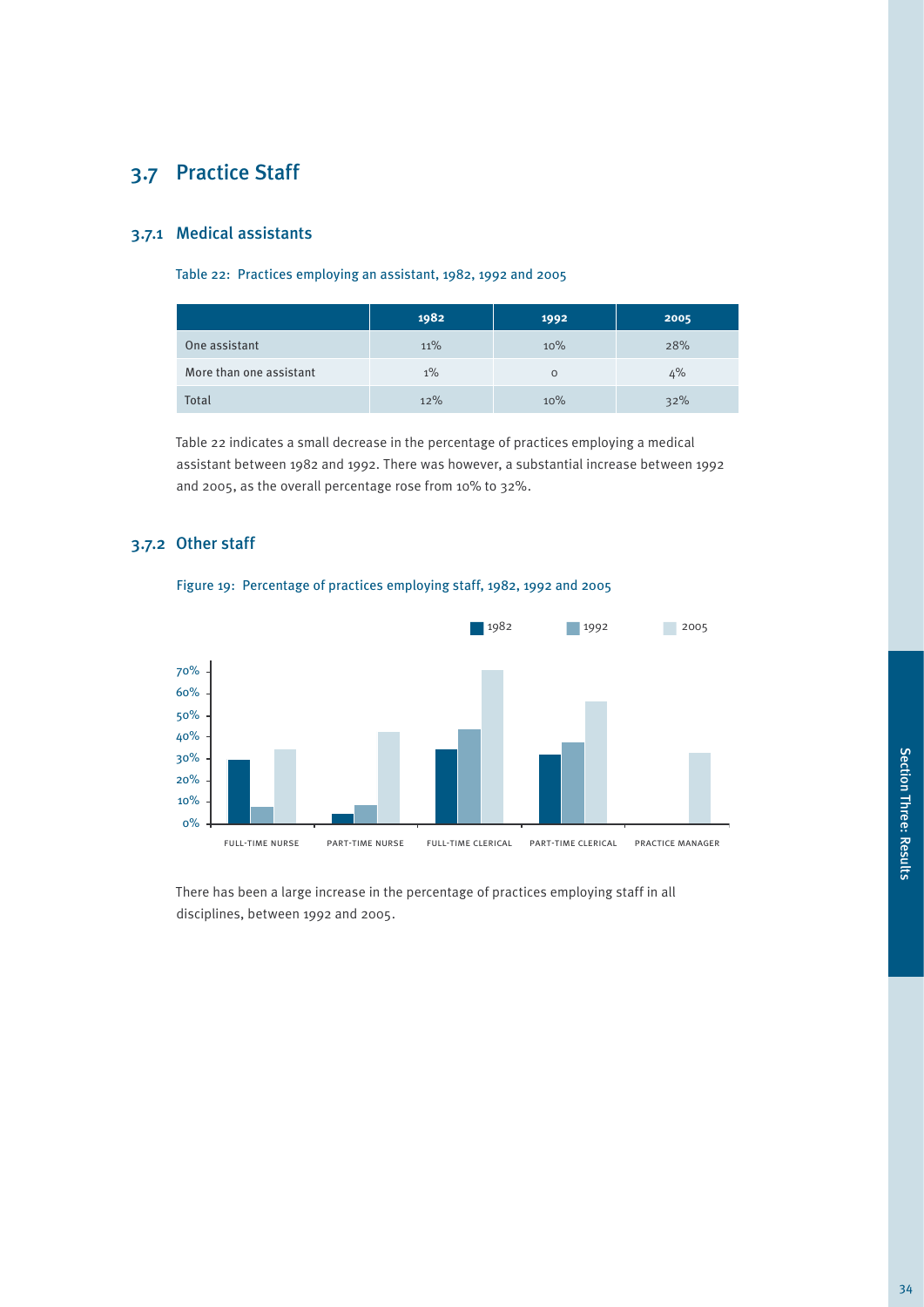## 3.7 Practice Staff

### 3.7.1 Medical assistants

Table 22: Practices employing an assistant, 1982, 1992 and 2005

| | 1982 | 1992 | 2005 |
|---|---|---|---|
| One assistant | 11% | 10% | 28% |
| More than one assistant | 1% | 0 | 4% |
| Total | 12% | 10% | 32% |

Table 22 indicates a small decrease in the percentage of practices employing a medical assistant between 1982 and 1992. There was however, a substantial increase between 1992 and 2005, as the overall percentage rose from 10% to 32%.

### 3.7.2 Other staff

Figure 19: Percentage of practices employing staff, 1982, 1992 and 2005

There has been a large increase in the percentage of practices employing staff in all disciplines, between 1992 and 2005.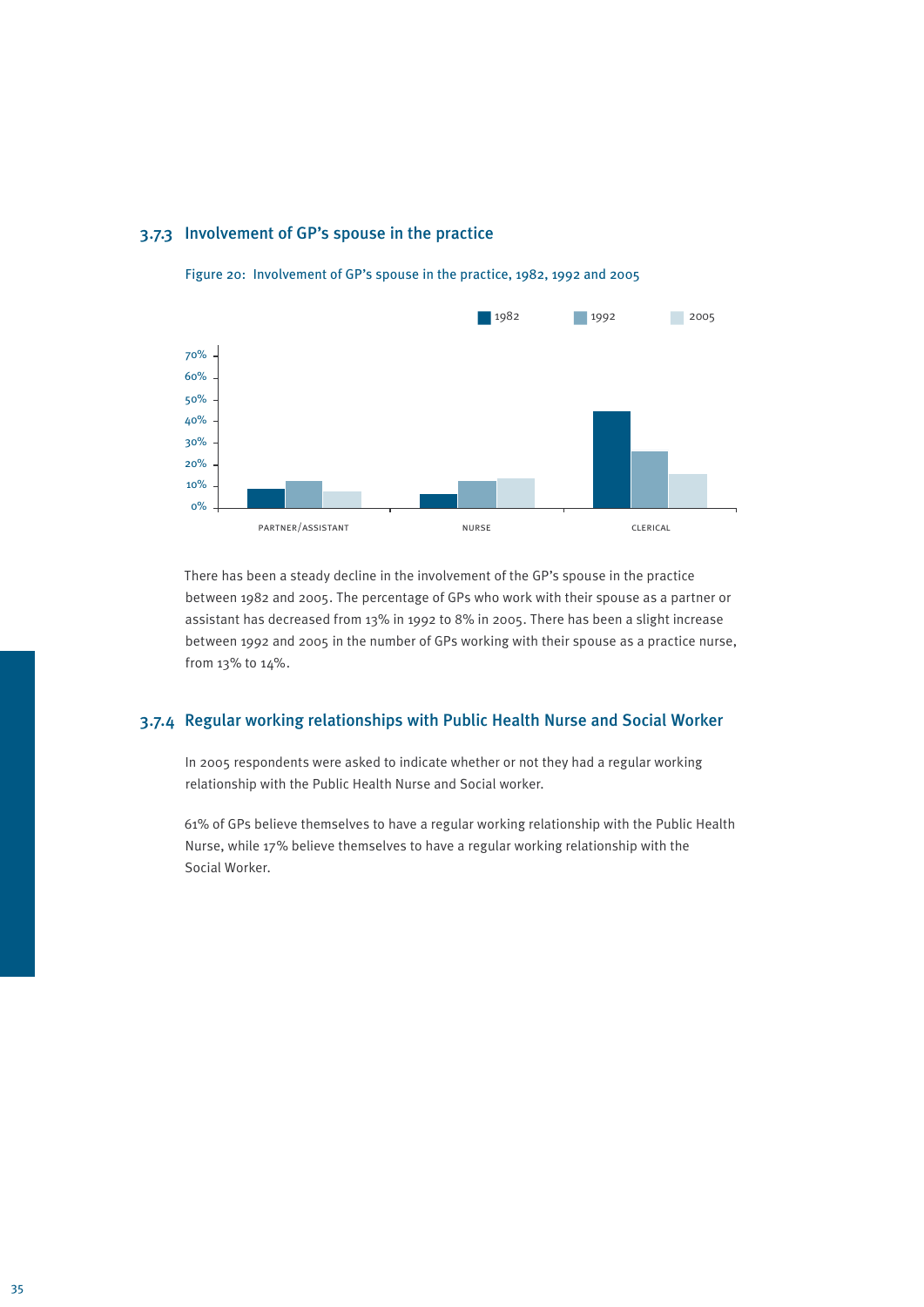### 3.7.3 Involvement of GP's spouse in the practice

Figure 20: Involvement of GP's spouse in the practice, 1982, 1992 and 2005

There has been a steady decline in the involvement of the GP's spouse in the practice between 1982 and 2005. The percentage of GPs who work with their spouse as a partner or assistant has decreased from 13% in 1992 to 8% in 2005. There has been a slight increase between 1992 and 2005 in the number of GPs working with their spouse as a practice nurse, from 13% to 14%.

### 3.7.4 Regular working relationships with Public Health Nurse and Social Worker

In 2005 respondents were asked to indicate whether or not they had a regular working relationship with the Public Health Nurse and Social worker.

61% of GPs believe themselves to have a regular working relationship with the Public Health Nurse, while 17% believe themselves to have a regular working relationship with the Social Worker.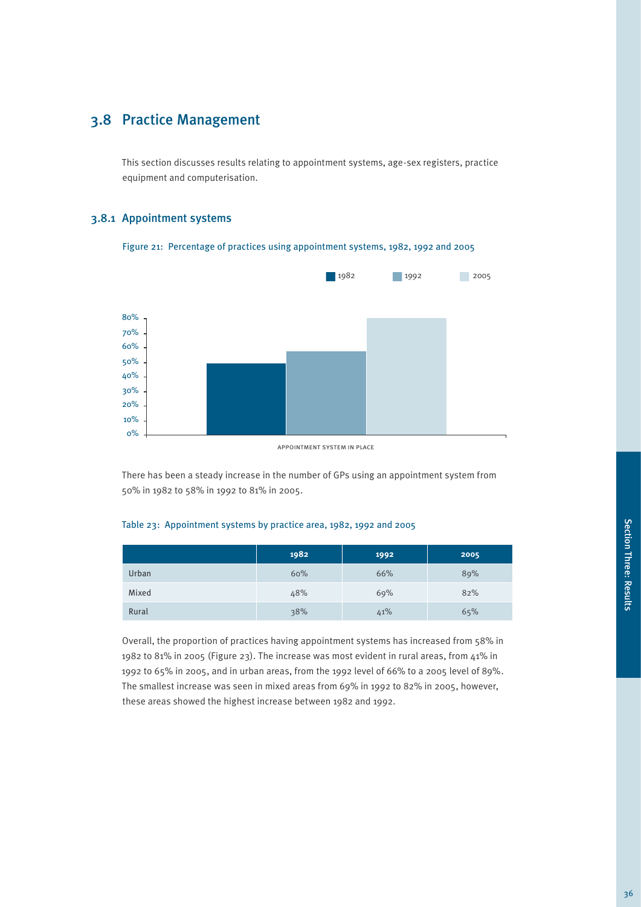## 3.8 Practice Management

This section discusses results relating to appointment systems, age-sex registers, practice equipment and computerisation.

### 3.8.1 Appointment systems

Figure 21: Percentage of practices using appointment systems, 1982, 1992 and 2005

There has been a steady increase in the number of GPs using an appointment system from 50% in 1982 to 58% in 1992 to 81% in 2005.

Table 23: Appointment systems by practice area, 1982, 1992 and 2005

| | 1982 | 1992 | 2005 |
|---|---|---|---|
| Urban | 60% | 66% | 89% |
| Mixed | 48% | 69% | 82% |
| Rural | 38% | 41% | 65% |

Overall, the proportion of practices having appointment systems has increased from 58% in 1982 to 81% in 2005 (Figure 23). The increase was most evident in rural areas, from 41% in 1992 to 65% in 2005, and in urban areas, from the 1992 level of 66% to a 2005 level of 89%. The smallest increase was seen in mixed areas from 69% in 1992 to 82% in 2005, however, these areas showed the highest increase between 1982 and 1992.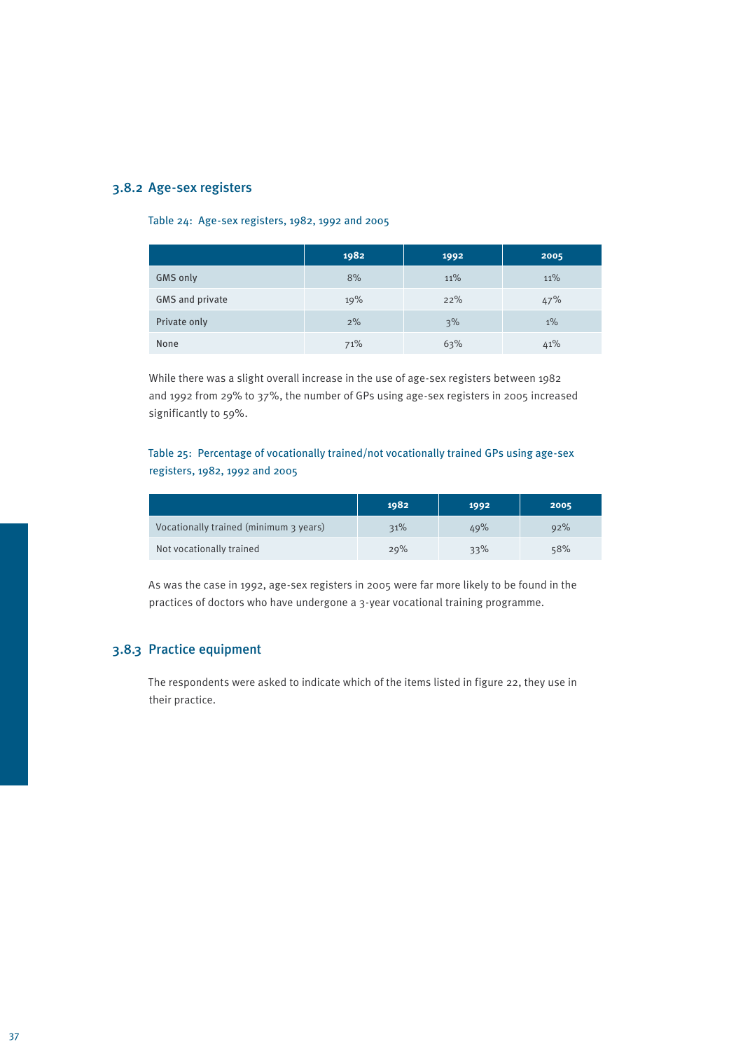### 3.8.2 Age-sex registers

Table 24: Age-sex registers, 1982, 1992 and 2005

| | 1982 | 1992 | 2005 |
|---|---|---|---|
| GMS only | 8% | 11% | 11% |
| GMS and private | 19% | 22% | 47% |
| Private only | 2% | 3% | 1% |
| None | 71% | 63% | 41% |

While there was a slight overall increase in the use of age-sex registers between 1982 and 1992 from 29% to 37%, the number of GPs using age-sex registers in 2005 increased significantly to 59%.

Table 25: Percentage of vocationally trained/not vocationally trained GPs using age-sex registers, 1982, 1992 and 2005

| | 1982 | 1992 | 2005 |
|---|---|---|---|
| Vocationally trained (minimum 3 years) | 31% | 49% | 92% |
| Not vocationally trained | 29% | 33% | 58% |

As was the case in 1992, age-sex registers in 2005 were far more likely to be found in the practices of doctors who have undergone a 3-year vocational training programme.

### 3.8.3 Practice equipment

The respondents were asked to indicate which of the items listed in figure 22, they use in their practice.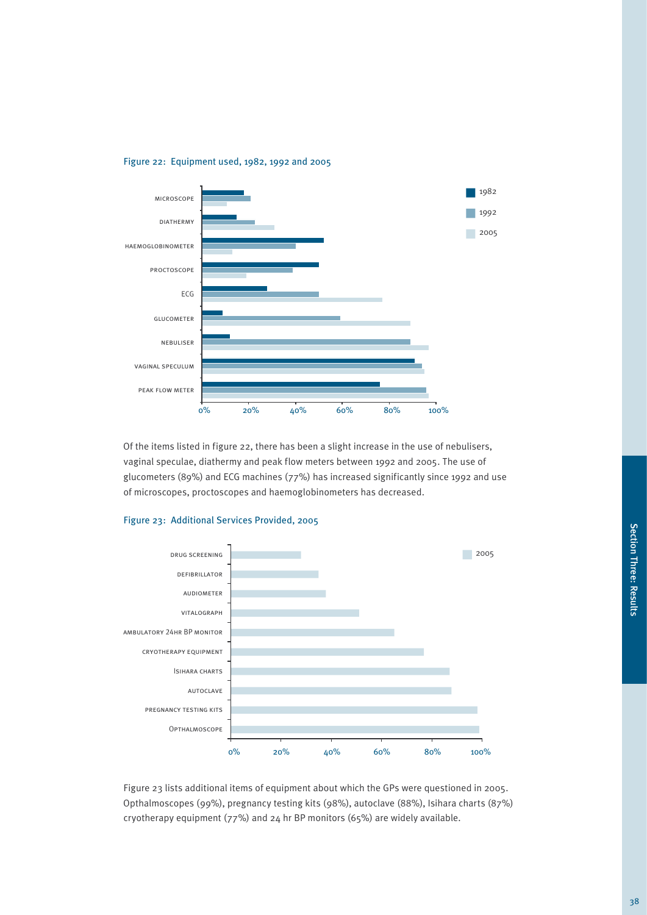Figure 22: Equipment used, 1982, 1992 and 2005

Of the items listed in figure 22, there has been a slight increase in the use of nebulisers, vaginal speculae, diathermy and peak flow meters between 1992 and 2005. The use of glucometers (89%) and ECG machines (77%) has increased significantly since 1992 and use of microscopes, proctoscopes and haemoglobinometers has decreased.

Figure 23: Additional Services Provided, 2005

Figure 23 lists additional items of equipment about which the GPs were questioned in 2005. Opthalmoscopes (99%), pregnancy testing kits (98%), autoclave (88%), Isihara charts (87%) cryotherapy equipment (77%) and 24 hr BP monitors (65%) are widely available.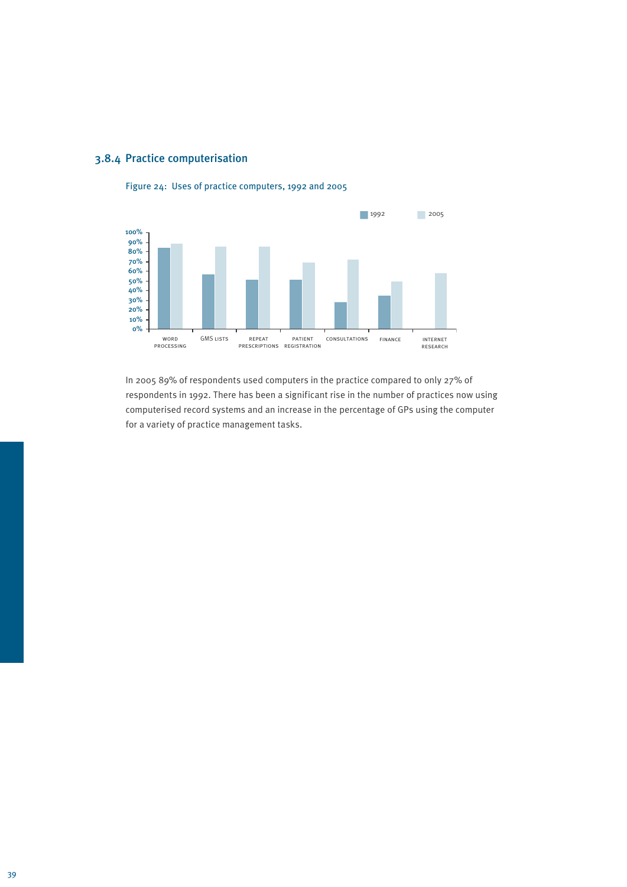### 3.8.4 Practice computerisation

Figure 24: Uses of practice computers, 1992 and 2005

In 2005 89% of respondents used computers in the practice compared to only 27% of respondents in 1992. There has been a significant rise in the number of practices now using computerised record systems and an increase in the percentage of GPs using the computer for a variety of practice management tasks.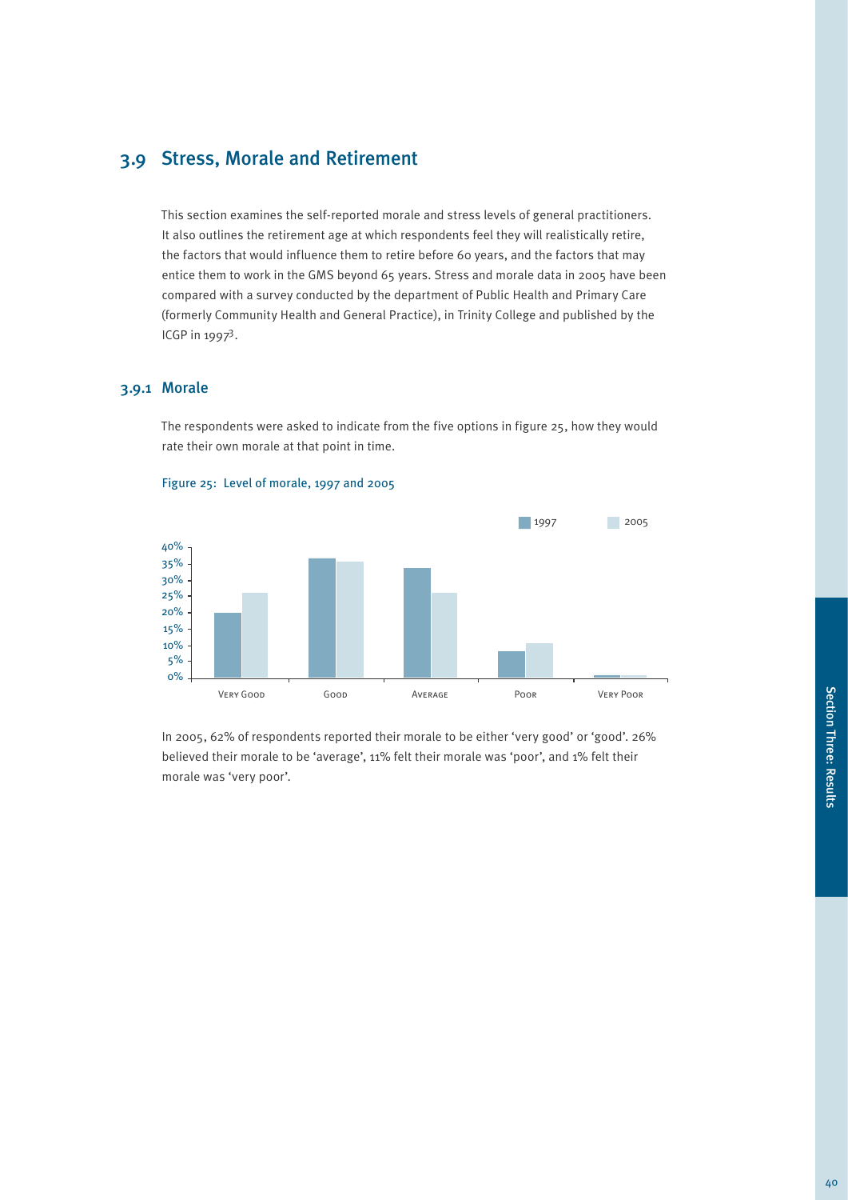## 3.9 Stress, Morale and Retirement

This section examines the self-reported morale and stress levels of general practitioners. It also outlines the retirement age at which respondents feel they will realistically retire, the factors that would influence them to retire before 60 years, and the factors that may entice them to work in the GMS beyond 65 years. Stress and morale data in 2005 have been compared with a survey conducted by the department of Public Health and Primary Care (formerly Community Health and General Practice), in Trinity College and published by the ICGP in 1997[3].

### 3.9.1 Morale

The respondents were asked to indicate from the five options in figure 25, how they would rate their own morale at that point in time.

Figure 25: Level of morale, 1997 and 2005

In 2005, 62% of respondents reported their morale to be either 'very good' or 'good'. 26% believed their morale to be 'average', 11% felt their morale was 'poor', and 1% felt their morale was 'very poor'.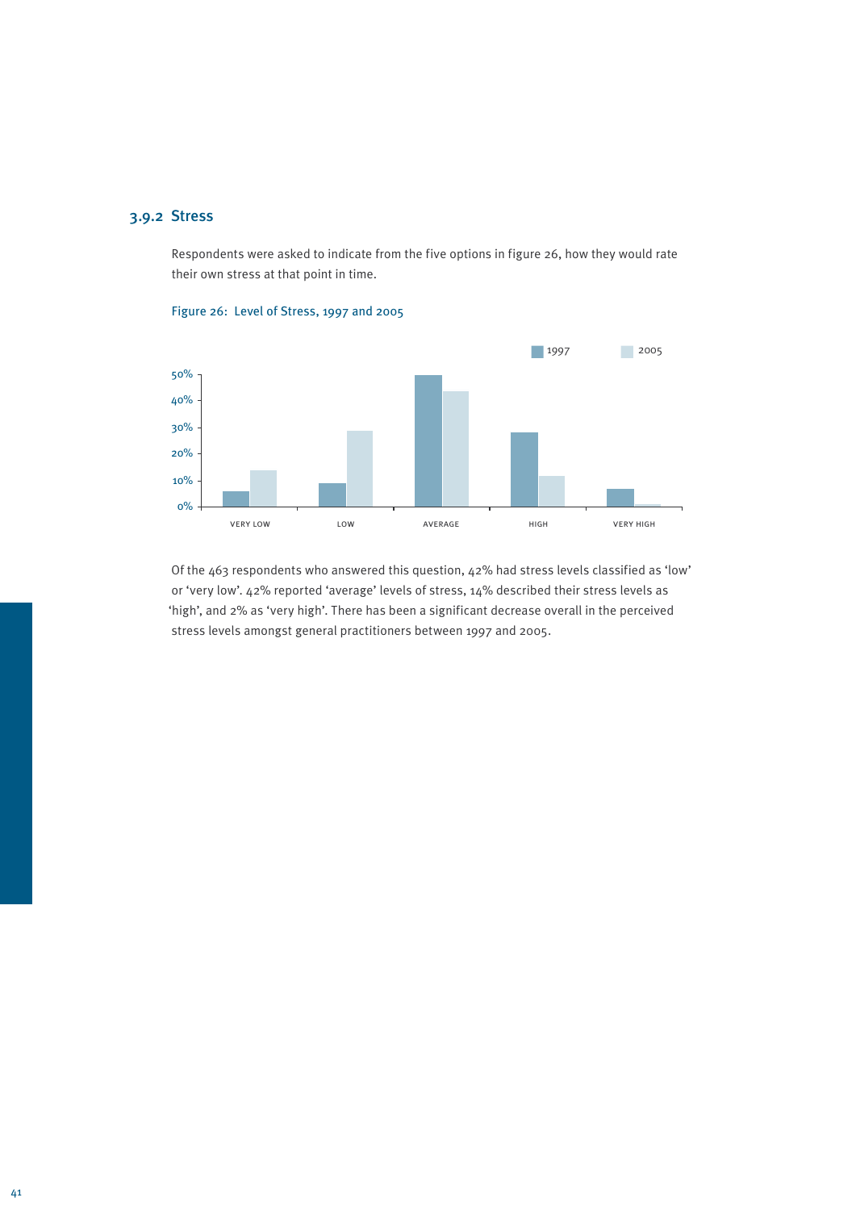### 3.9.2 Stress

Respondents were asked to indicate from the five options in figure 26, how they would rate their own stress at that point in time.

Figure 26: Level of Stress, 1997 and 2005

Of the 463 respondents who answered this question, 42% had stress levels classified as 'low' or 'very low'. 42% reported 'average' levels of stress, 14% described their stress levels as 'high', and 2% as 'very high'. There has been a significant decrease overall in the perceived stress levels amongst general practitioners between 1997 and 2005.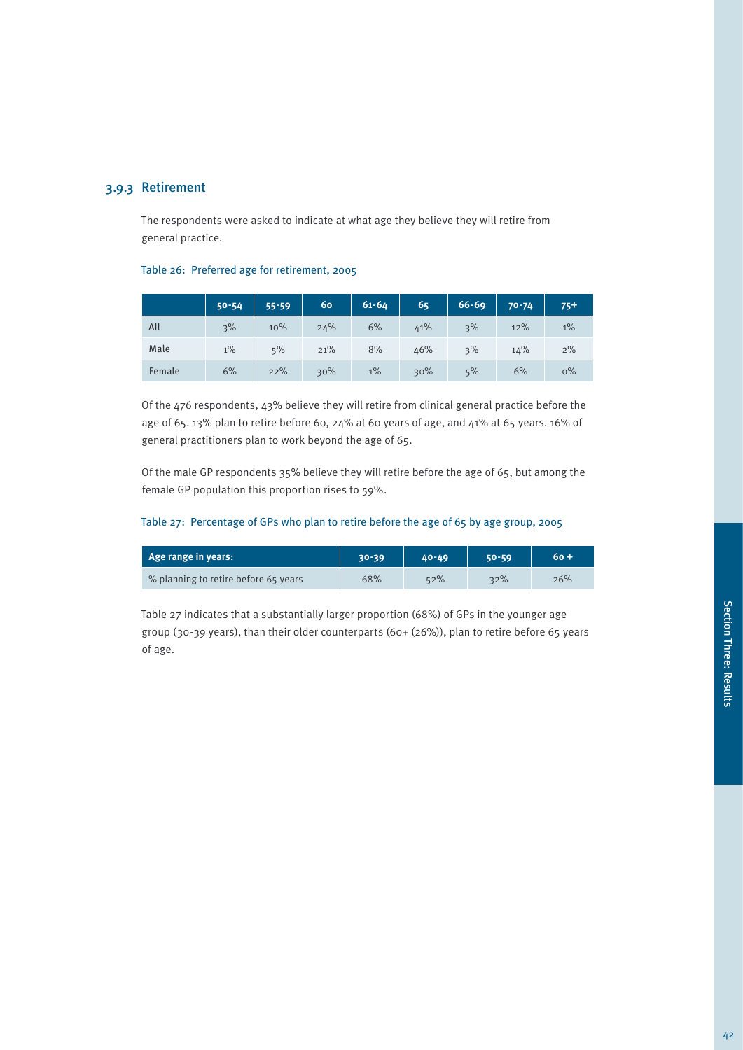### 3.9.3 Retirement

The respondents were asked to indicate at what age they believe they will retire from general practice.

Table 26: Preferred age for retirement, 2005

| | 50-54 | 55-59 | 60 | 61-64 | 65 | 66-69 | 70-74 | 75+ |
|---|---|---|---|---|---|---|---|---|
| All | 3% | 10% | 24% | 6% | 41% | 3% | 12% | 1% |
| Male | 1% | 5% | 21% | 8% | 46% | 3% | 14% | 2% |
| Female | 6% | 22% | 30% | 1% | 30% | 5% | 6% | 0% |

Of the 476 respondents, 43% believe they will retire from clinical general practice before the age of 65. 13% plan to retire before 60, 24% at 60 years of age, and 41% at 65 years. 16% of general practitioners plan to work beyond the age of 65.

Of the male GP respondents 35% believe they will retire before the age of 65, but among the female GP population this proportion rises to 59%.

Table 27: Percentage of GPs who plan to retire before the age of 65 by age group, 2005

| Age range in years: | 30-39 | 40-49 | 50-59 | 60 + |
|---|---|---|---|---|
| % planning to retire before 65 years | 68% | 52% | 32% | 26% |

Table 27 indicates that a substantially larger proportion (68%) of GPs in the younger age group (30-39 years), than their older counterparts (60+ (26%)), plan to retire before 65 years of age.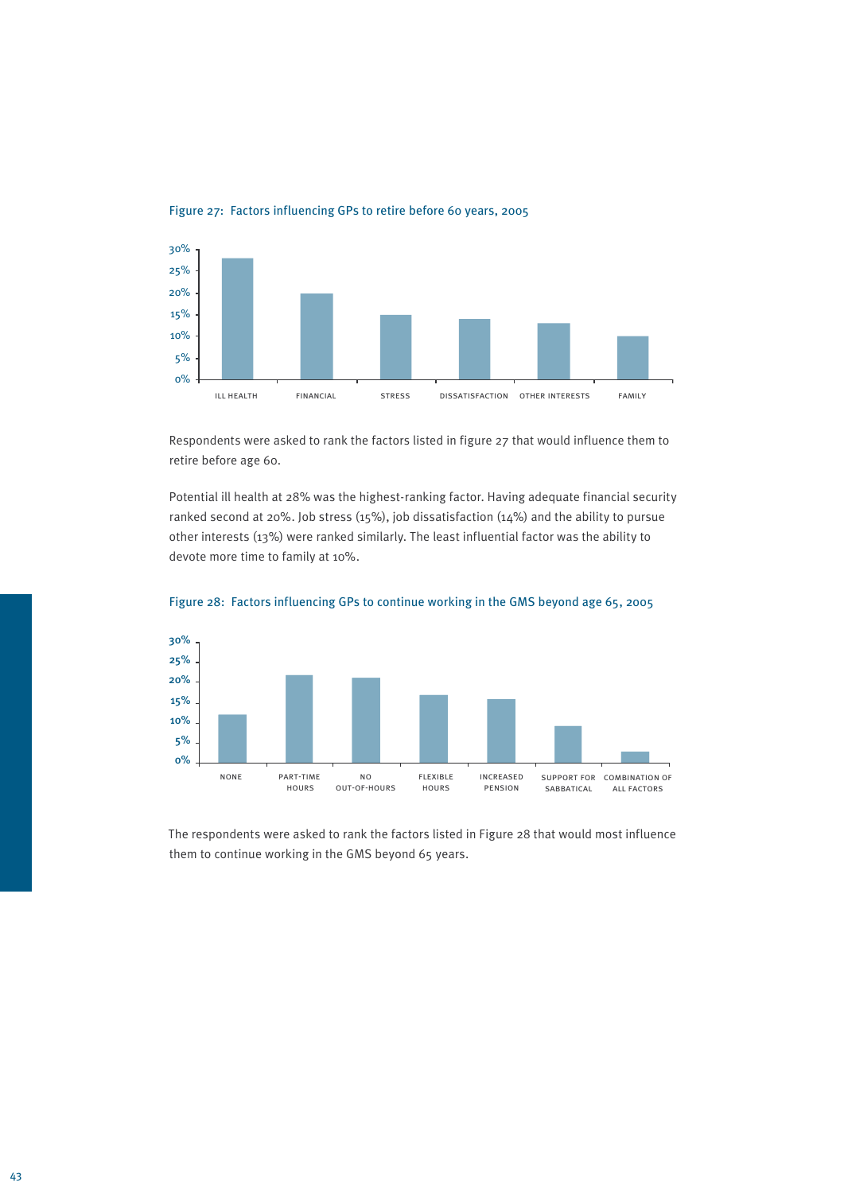Figure 27: Factors influencing GPs to retire before 60 years, 2005

Respondents were asked to rank the factors listed in figure 27 that would influence them to retire before age 60.

Potential ill health at 28% was the highest-ranking factor. Having adequate financial security ranked second at 20%. Job stress (15%), job dissatisfaction (14%) and the ability to pursue other interests (13%) were ranked similarly. The least influential factor was the ability to devote more time to family at 10%.

Figure 28: Factors influencing GPs to continue working in the GMS beyond age 65, 2005

The respondents were asked to rank the factors listed in Figure 28 that would most influence them to continue working in the GMS beyond 65 years.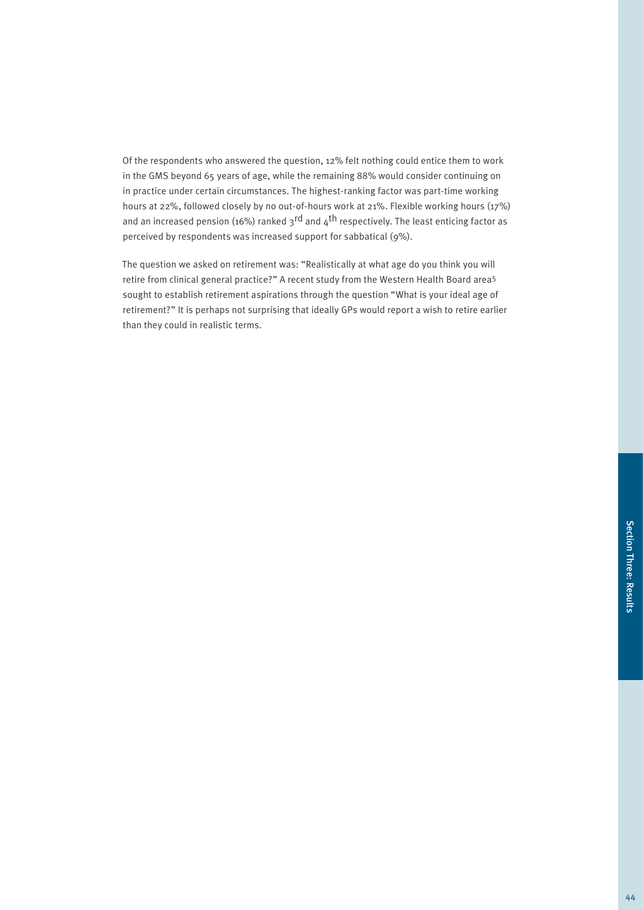Of the respondents who answered the question, 12% felt nothing could entice them to work in the GMS beyond 65 years of age, while the remaining 88% would consider continuing on in practice under certain circumstances. The highest-ranking factor was part-time working hours at 22%, followed closely by no out-of-hours work at 21%. Flexible working hours (17%) and an increased pension (16%) ranked 3rd and 4th respectively. The least enticing factor as perceived by respondents was increased support for sabbatical (9%).

The question we asked on retirement was: "Realistically at what age do you think you will retire from clinical general practice?" A recent study from the Western Health Board area[5] sought to establish retirement aspirations through the question "What is your ideal age of retirement?" It is perhaps not surprising that ideally GPs would report a wish to retire earlier than they could in realistic terms.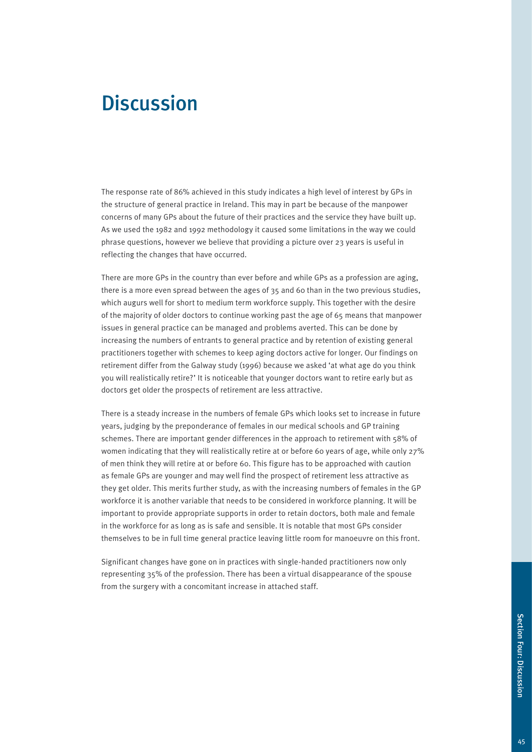# Discussion

The response rate of 86% achieved in this study indicates a high level of interest by GPs in the structure of general practice in Ireland. This may in part be because of the manpower concerns of many GPs about the future of their practices and the service they have built up. As we used the 1982 and 1992 methodology it caused some limitations in the way we could phrase questions, however we believe that providing a picture over 23 years is useful in reflecting the changes that have occurred.

There are more GPs in the country than ever before and while GPs as a profession are aging, there is a more even spread between the ages of 35 and 60 than in the two previous studies, which augurs well for short to medium term workforce supply. This together with the desire of the majority of older doctors to continue working past the age of 65 means that manpower issues in general practice can be managed and problems averted. This can be done by increasing the numbers of entrants to general practice and by retention of existing general practitioners together with schemes to keep aging doctors active for longer. Our findings on retirement differ from the Galway study (1996) because we asked 'at what age do you think you will realistically retire?' It is noticeable that younger doctors want to retire early but as doctors get older the prospects of retirement are less attractive.

There is a steady increase in the numbers of female GPs which looks set to increase in future years, judging by the preponderance of females in our medical schools and GP training schemes. There are important gender differences in the approach to retirement with 58% of women indicating that they will realistically retire at or before 60 years of age, while only 27% of men think they will retire at or before 60. This figure has to be approached with caution as female GPs are younger and may well find the prospect of retirement less attractive as they get older. This merits further study, as with the increasing numbers of females in the GP workforce it is another variable that needs to be considered in workforce planning. It will be important to provide appropriate supports in order to retain doctors, both male and female in the workforce for as long as is safe and sensible. It is notable that most GPs consider themselves to be in full time general practice leaving little room for manoeuvre on this front.

Significant changes have gone on in practices with single-handed practitioners now only representing 35% of the profession. There has been a virtual disappearance of the spouse from the surgery with a concomitant increase in attached staff.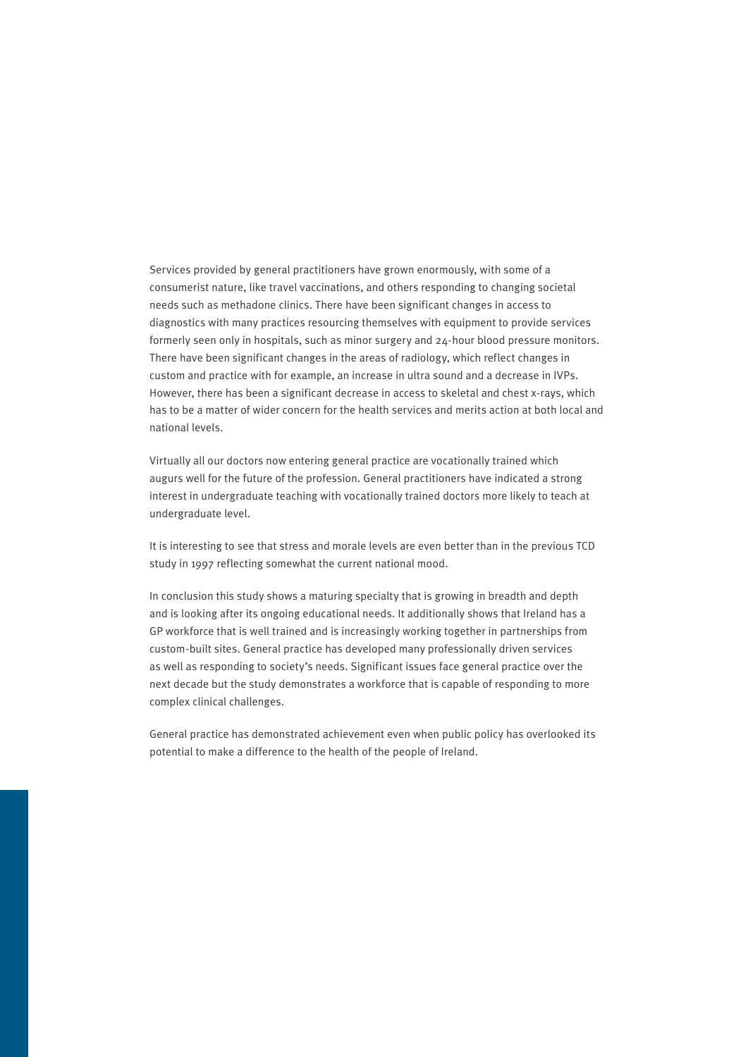Services provided by general practitioners have grown enormously, with some of a consumerist nature, like travel vaccinations, and others responding to changing societal needs such as methadone clinics. There have been significant changes in access to diagnostics with many practices resourcing themselves with equipment to provide services formerly seen only in hospitals, such as minor surgery and 24-hour blood pressure monitors. There have been significant changes in the areas of radiology, which reflect changes in custom and practice with for example, an increase in ultra sound and a decrease in IVPs. However, there has been a significant decrease in access to skeletal and chest x-rays, which has to be a matter of wider concern for the health services and merits action at both local and national levels.

Virtually all our doctors now entering general practice are vocationally trained which augurs well for the future of the profession. General practitioners have indicated a strong interest in undergraduate teaching with vocationally trained doctors more likely to teach at undergraduate level.

It is interesting to see that stress and morale levels are even better than in the previous TCD study in 1997 reflecting somewhat the current national mood.

In conclusion this study shows a maturing specialty that is growing in breadth and depth and is looking after its ongoing educational needs. It additionally shows that Ireland has a GP workforce that is well trained and is increasingly working together in partnerships from custom-built sites. General practice has developed many professionally driven services as well as responding to society's needs. Significant issues face general practice over the next decade but the study demonstrates a workforce that is capable of responding to more complex clinical challenges.

General practice has demonstrated achievement even when public policy has overlooked its potential to make a difference to the health of the people of Ireland.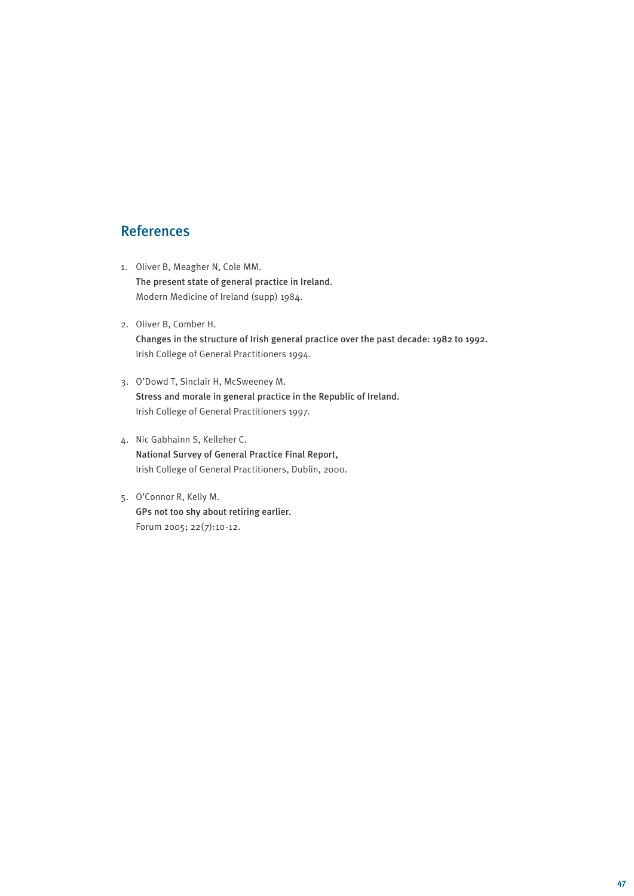## References

1. Oliver B, Meagher N, Cole MM.
   **The present state of general practice in Ireland.**
   Modern Medicine of Ireland (supp) 1984.

2. Oliver B, Comber H.
   **Changes in the structure of Irish general practice over the past decade: 1982 to 1992.**
   Irish College of General Practitioners 1994.

3. O'Dowd T, Sinclair H, McSweeney M.
   **Stress and morale in general practice in the Republic of Ireland.**
   Irish College of General Practitioners 1997.

4. Nic Gabhainn S, Kelleher C.
   **National Survey of General Practice Final Report,**
   Irish College of General Practitioners, Dublin, 2000.

5. O'Connor R, Kelly M.
   **GPs not too shy about retiring earlier.**
   Forum 2005; 22(7):10-12.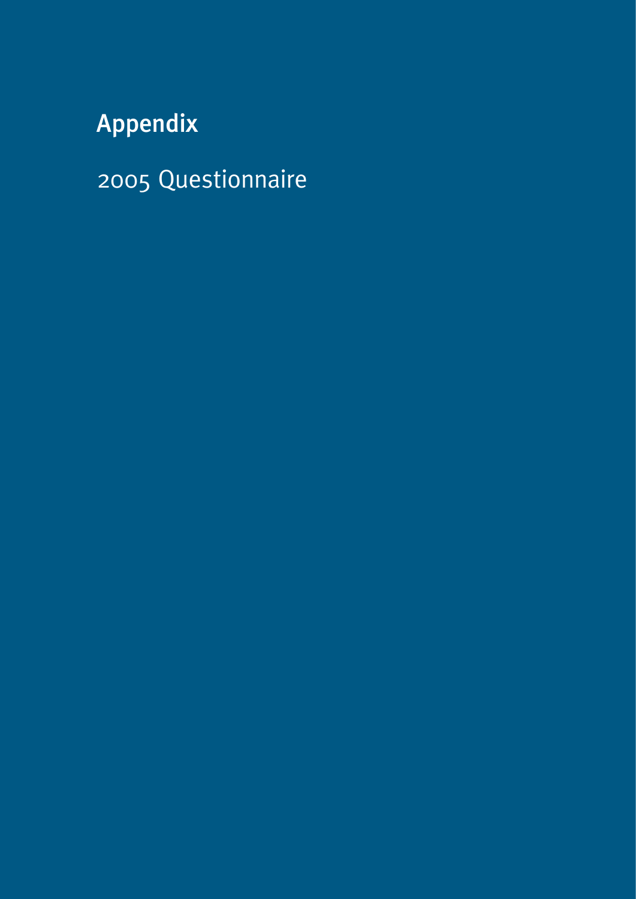# Appendix

## 2005 Questionnaire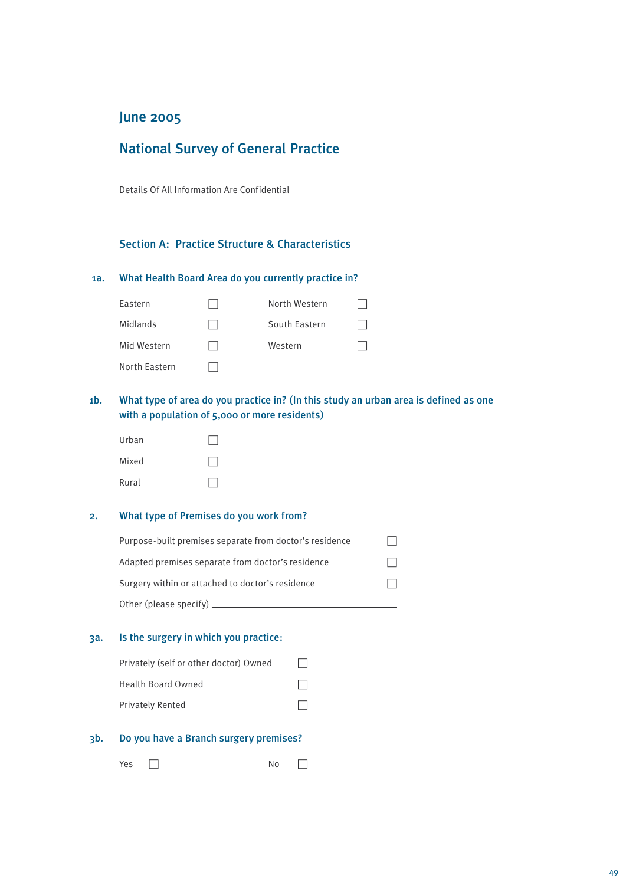## June 2005

# National Survey of General Practice

Details Of All Information Are Confidential

## Section A: Practice Structure & Characteristics

### 1a. What Health Board Area do you currently practice in?

- Eastern ☐
- Midlands ☐
- Mid Western ☐
- North Eastern ☐
- North Western ☐
- South Eastern ☐
- Western ☐

### 1b. What type of area do you practice in? (In this study an urban area is defined as one with a population of 5,000 or more residents)

- Urban ☐
- Mixed ☐
- Rural ☐

### 2. What type of Premises do you work from?

- Purpose-built premises separate from doctor's residence ☐
- Adapted premises separate from doctor's residence ☐
- Surgery within or attached to doctor's residence ☐
- Other (please specify) \_\_\_\_\_\_\_\_\_\_\_\_\_\_\_\_\_\_\_\_\_\_\_\_\_\_\_\_\_\_

### 3a. Is the surgery in which you practice:

- Privately (self or other doctor) Owned ☐
- Health Board Owned ☐
- Privately Rented ☐

### 3b. Do you have a Branch surgery premises?

- Yes ☐
- No ☐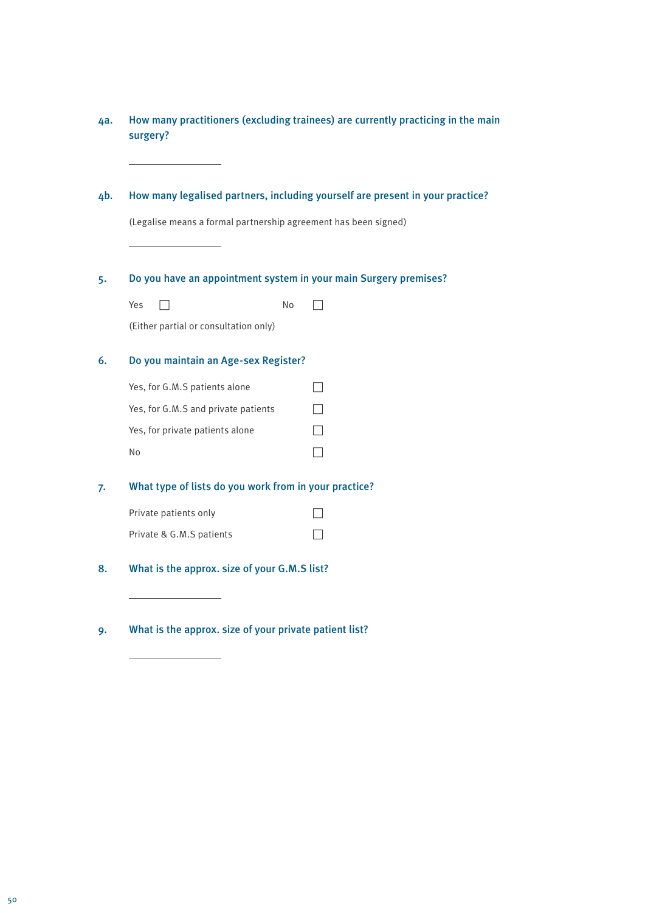**4a. How many practitioners (excluding trainees) are currently practicing in the main surgery?**

\_\_\_\_\_\_\_\_\_\_\_\_\_\_\_\_

**4b. How many legalised partners, including yourself are present in your practice?**

(Legalise means a formal partnership agreement has been signed)

\_\_\_\_\_\_\_\_\_\_\_\_\_\_\_\_

**5. Do you have an appointment system in your main Surgery premises?**

Yes ☐ No ☐

(Either partial or consultation only)

**6. Do you maintain an Age-sex Register?**

Yes, for G.M.S patients alone ☐

Yes, for G.M.S and private patients ☐

Yes, for private patients alone ☐

No ☐

**7. What type of lists do you work from in your practice?**

Private patients only ☐

Private & G.M.S patients ☐

**8. What is the approx. size of your G.M.S list?**

\_\_\_\_\_\_\_\_\_\_\_\_\_\_\_\_

**9. What is the approx. size of your private patient list?**

\_\_\_\_\_\_\_\_\_\_\_\_\_\_\_\_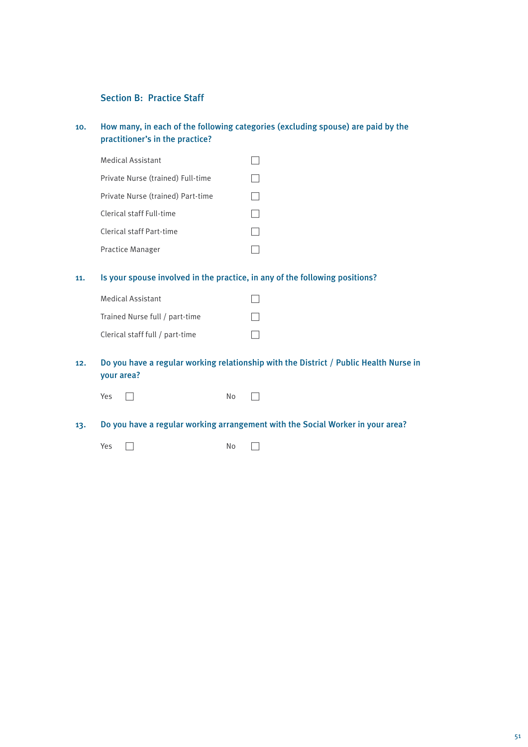## Section B: Practice Staff

**10. How many, in each of the following categories (excluding spouse) are paid by the practitioner's in the practice?**

- Medical Assistant ☐
- Private Nurse (trained) Full-time ☐
- Private Nurse (trained) Part-time ☐
- Clerical staff Full-time ☐
- Clerical staff Part-time ☐
- Practice Manager ☐

**11. Is your spouse involved in the practice, in any of the following positions?**

- Medical Assistant ☐
- Trained Nurse full / part-time ☐
- Clerical staff full / part-time ☐

**12. Do you have a regular working relationship with the District / Public Health Nurse in your area?**

Yes ☐ No ☐

**13. Do you have a regular working arrangement with the Social Worker in your area?**

Yes ☐ No ☐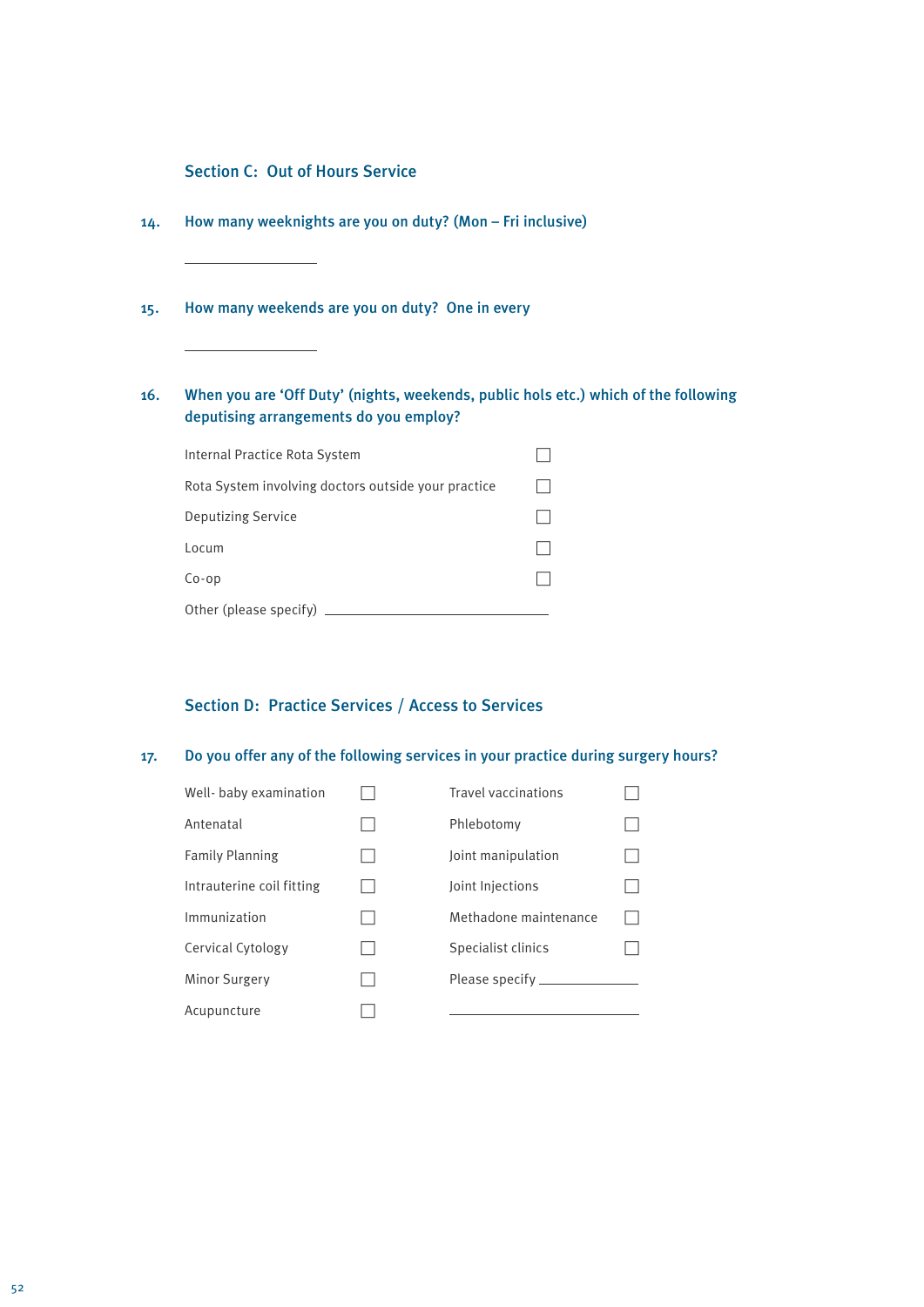## Section C: Out of Hours Service

**14. How many weeknights are you on duty? (Mon – Fri inclusive)**

\_\_\_\_\_\_\_\_\_\_\_\_\_\_\_\_

**15. How many weekends are you on duty? One in every**

\_\_\_\_\_\_\_\_\_\_\_\_\_\_\_\_

**16. When you are 'Off Duty' (nights, weekends, public hols etc.) which of the following deputising arrangements do you employ?**

- Internal Practice Rota System ☐
- Rota System involving doctors outside your practice ☐
- Deputizing Service ☐
- Locum ☐
- Co-op ☐
- Other (please specify) \_\_\_\_\_\_\_\_\_\_\_\_\_\_\_\_\_\_\_\_\_\_\_\_\_\_\_\_

## Section D: Practice Services / Access to Services

**17. Do you offer any of the following services in your practice during surgery hours?**

| | | | |
|---|---|---|---|
| Well- baby examination | ☐ | Travel vaccinations | ☐ |
| Antenatal | ☐ | Phlebotomy | ☐ |
| Family Planning | ☐ | Joint manipulation | ☐ |
| Intrauterine coil fitting | ☐ | Joint Injections | ☐ |
| Immunization | ☐ | Methadone maintenance | ☐ |
| Cervical Cytology | ☐ | Specialist clinics | ☐ |
| Minor Surgery | ☐ | Please specify \_\_\_\_\_\_\_\_\_\_\_\_ | |
| Acupuncture | ☐ | \_\_\_\_\_\_\_\_\_\_\_\_\_\_\_\_\_\_\_\_ | |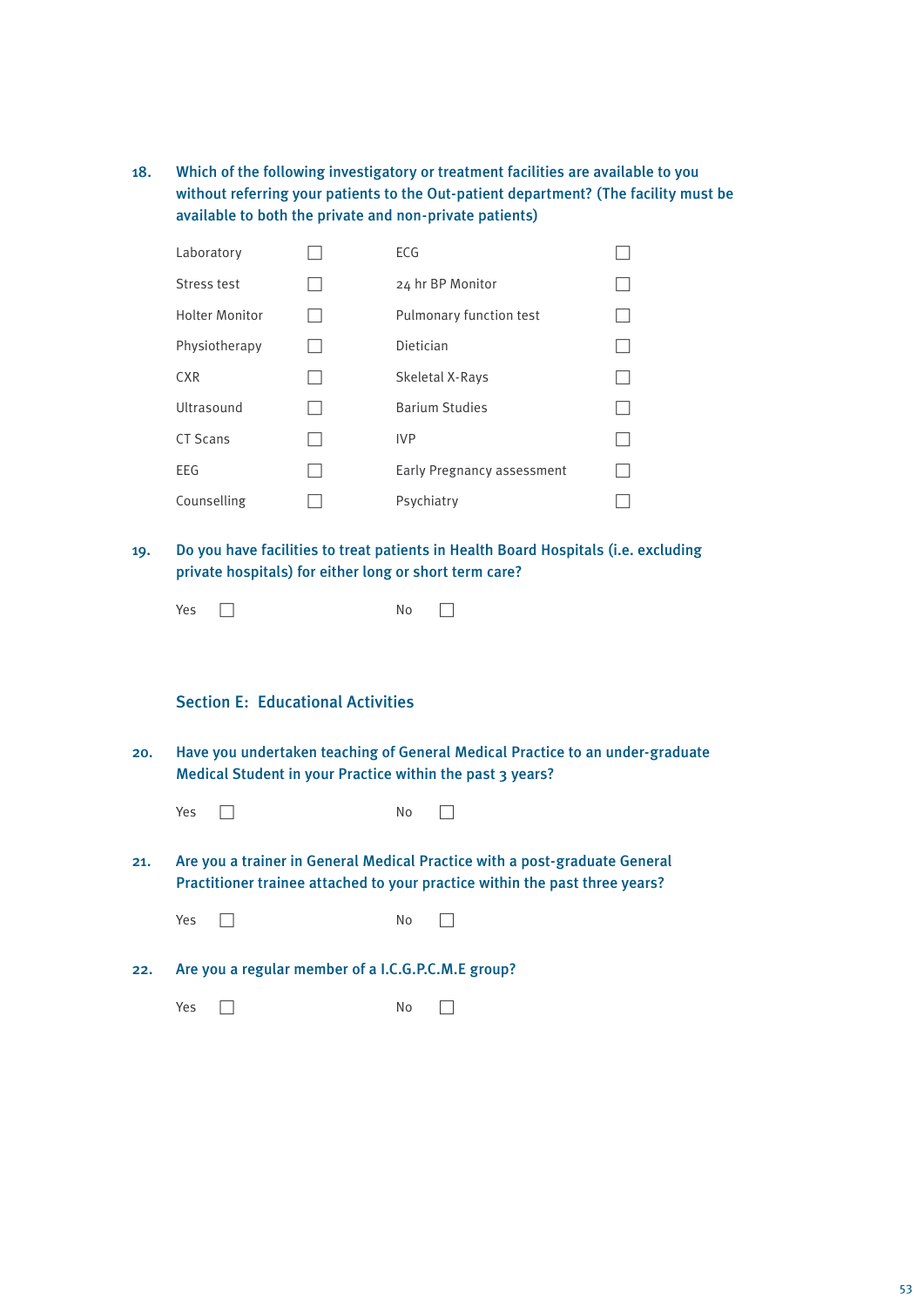18. **Which of the following investigatory or treatment facilities are available to you without referring your patients to the Out-patient department? (The facility must be available to both the private and non-private patients)**

| | | | |
|---|---|---|---|
| Laboratory | ☐ | ECG | ☐ |
| Stress test | ☐ | 24 hr BP Monitor | ☐ |
| Holter Monitor | ☐ | Pulmonary function test | ☐ |
| Physiotherapy | ☐ | Dietician | ☐ |
| CXR | ☐ | Skeletal X-Rays | ☐ |
| Ultrasound | ☐ | Barium Studies | ☐ |
| CT Scans | ☐ | IVP | ☐ |
| EEG | ☐ | Early Pregnancy assessment | ☐ |
| Counselling | ☐ | Psychiatry | ☐ |

19. **Do you have facilities to treat patients in Health Board Hospitals (i.e. excluding private hospitals) for either long or short term care?**

Yes ☐ No ☐

## Section E: Educational Activities

20. **Have you undertaken teaching of General Medical Practice to an under-graduate Medical Student in your Practice within the past 3 years?**

Yes ☐ No ☐

21. **Are you a trainer in General Medical Practice with a post-graduate General Practitioner trainee attached to your practice within the past three years?**

Yes ☐ No ☐

22. **Are you a regular member of a I.C.G.P.C.M.E group?**

Yes ☐ No ☐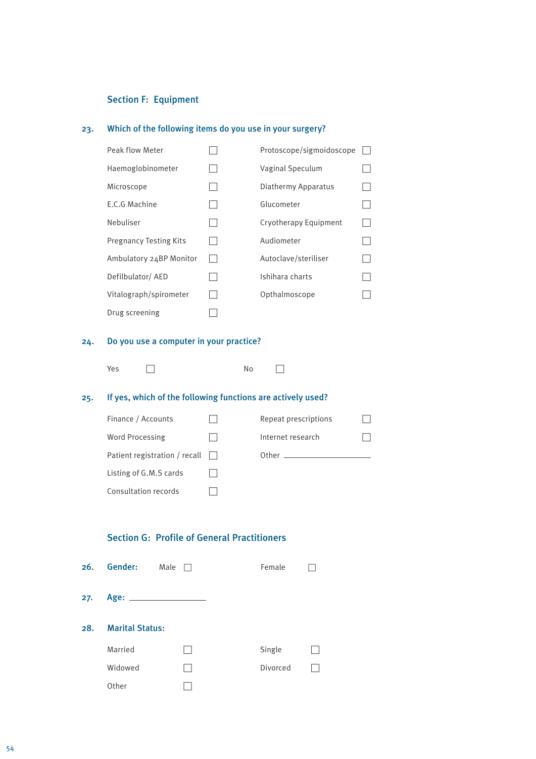## Section F: Equipment

**23. Which of the following items do you use in your surgery?**

- Peak flow Meter ☐
- Haemoglobinometer ☐
- Microscope ☐
- E.C.G Machine ☐
- Nebuliser ☐
- Pregnancy Testing Kits ☐
- Ambulatory 24BP Monitor ☐
- Defilbulator/ AED ☐
- Vitalograph/spirometer ☐
- Drug screening ☐
- Protoscope/sigmoidoscope ☐
- Vaginal Speculum ☐
- Diathermy Apparatus ☐
- Glucometer ☐
- Cryotherapy Equipment ☐
- Audiometer ☐
- Autoclave/steriliser ☐
- Ishihara charts ☐
- Opthalmoscope ☐

**24. Do you use a computer in your practice?**

Yes ☐ No ☐

**25. If yes, which of the following functions are actively used?**

- Finance / Accounts ☐
- Word Processing ☐
- Patient registration / recall ☐
- Listing of G.M.S cards ☐
- Consultation records ☐
- Repeat prescriptions ☐
- Internet research ☐
- Other ____________________

## Section G: Profile of General Practitioners

**26. Gender:** Male ☐ Female ☐

**27. Age:** ____________________

**28. Marital Status:**

- Married ☐
- Widowed ☐
- Other ☐
- Single ☐
- Divorced ☐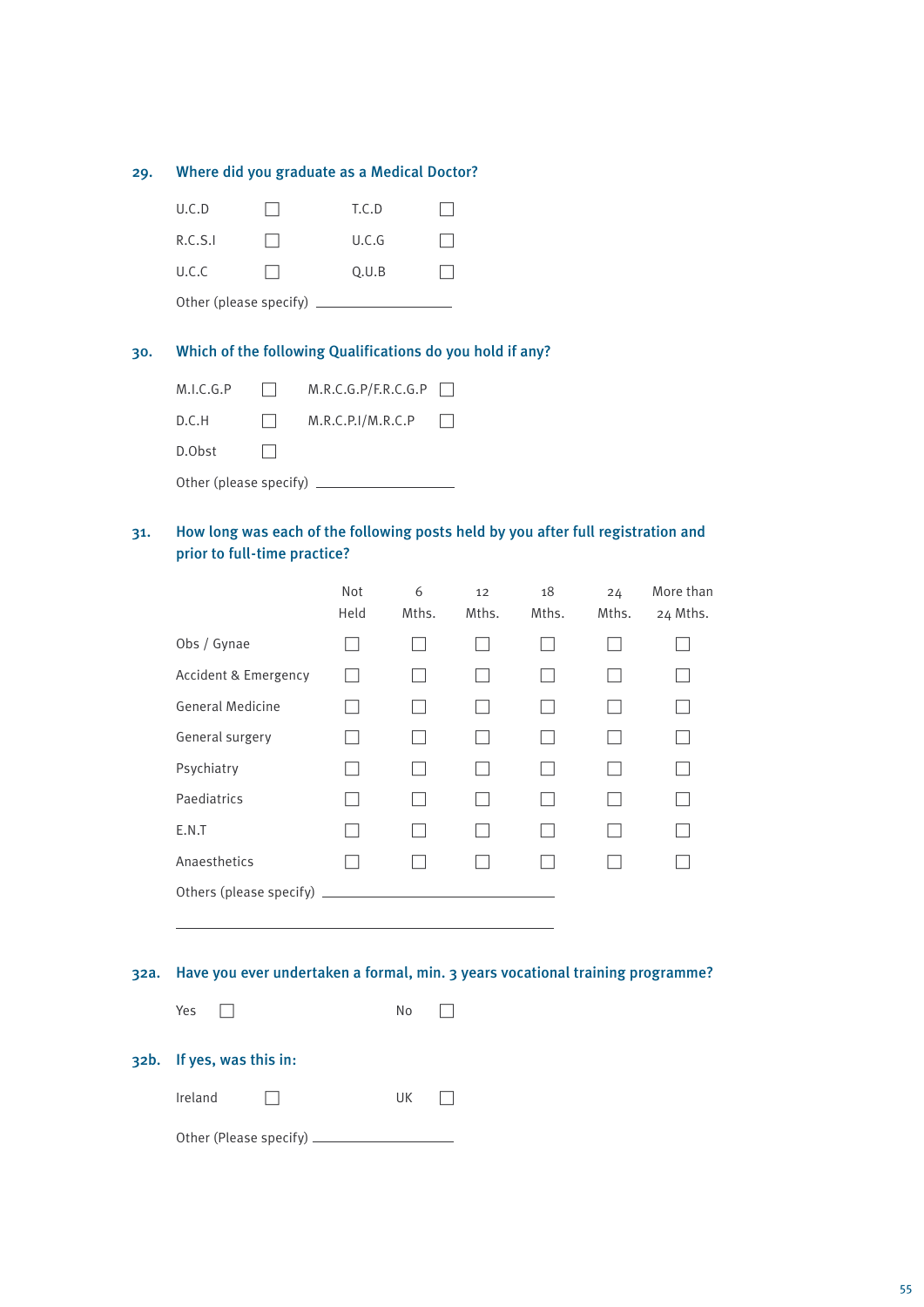**29. Where did you graduate as a Medical Doctor?**

| | | | |
|---|---|---|---|
| U.C.D | ☐ | T.C.D | ☐ |
| R.C.S.I | ☐ | U.C.G | ☐ |
| U.C.C | ☐ | Q.U.B | ☐ |

Other (please specify) ____________________

**30. Which of the following Qualifications do you hold if any?**

| | | | |
|---|---|---|---|
| M.I.C.G.P | ☐ | M.R.C.G.P/F.R.C.G.P | ☐ |
| D.C.H | ☐ | M.R.C.P.I/M.R.C.P | ☐ |
| D.Obst | ☐ | | |

Other (please specify) ____________________

**31. How long was each of the following posts held by you after full registration and prior to full-time practice?**

| | Not Held | 6 Mths. | 12 Mths. | 18 Mths. | 24 Mths. | More than 24 Mths. |
|---|---|---|---|---|---|---|
| Obs / Gynae | ☐ | ☐ | ☐ | ☐ | ☐ | ☐ |
| Accident & Emergency | ☐ | ☐ | ☐ | ☐ | ☐ | ☐ |
| General Medicine | ☐ | ☐ | ☐ | ☐ | ☐ | ☐ |
| General surgery | ☐ | ☐ | ☐ | ☐ | ☐ | ☐ |
| Psychiatry | ☐ | ☐ | ☐ | ☐ | ☐ | ☐ |
| Paediatrics | ☐ | ☐ | ☐ | ☐ | ☐ | ☐ |
| E.N.T | ☐ | ☐ | ☐ | ☐ | ☐ | ☐ |
| Anaesthetics | ☐ | ☐ | ☐ | ☐ | ☐ | ☐ |

Others (please specify) ________________________________________

________________________________________________________

**32a. Have you ever undertaken a formal, min. 3 years vocational training programme?**

Yes ☐ No ☐

**32b. If yes, was this in:**

Ireland ☐ UK ☐

Other (Please specify) ____________________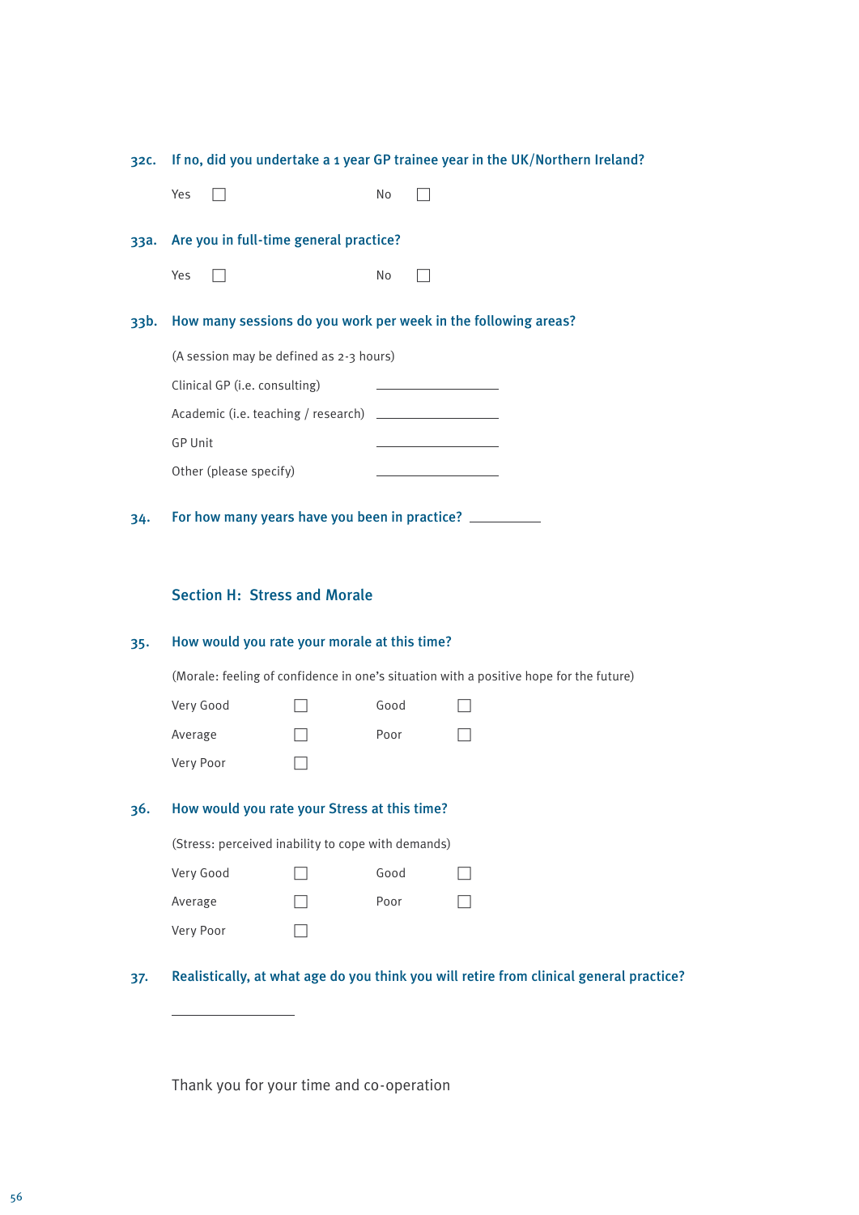**32c. If no, did you undertake a 1 year GP trainee year in the UK/Northern Ireland?**

Yes ☐ No ☐

**33a. Are you in full-time general practice?**

Yes ☐ No ☐

**33b. How many sessions do you work per week in the following areas?**

(A session may be defined as 2-3 hours)

Clinical GP (i.e. consulting) ____________

Academic (i.e. teaching / research) ____________

GP Unit ____________

Other (please specify) ____________

**34. For how many years have you been in practice?** ________

## Section H: Stress and Morale

**35. How would you rate your morale at this time?**

(Morale: feeling of confidence in one's situation with a positive hope for the future)

Very Good ☐ Good ☐

Average ☐ Poor ☐

Very Poor ☐

**36. How would you rate your Stress at this time?**

(Stress: perceived inability to cope with demands)

Very Good ☐ Good ☐

Average ☐ Poor ☐

Very Poor ☐

**37. Realistically, at what age do you think you will retire from clinical general practice?**

____________

Thank you for your time and co-operation